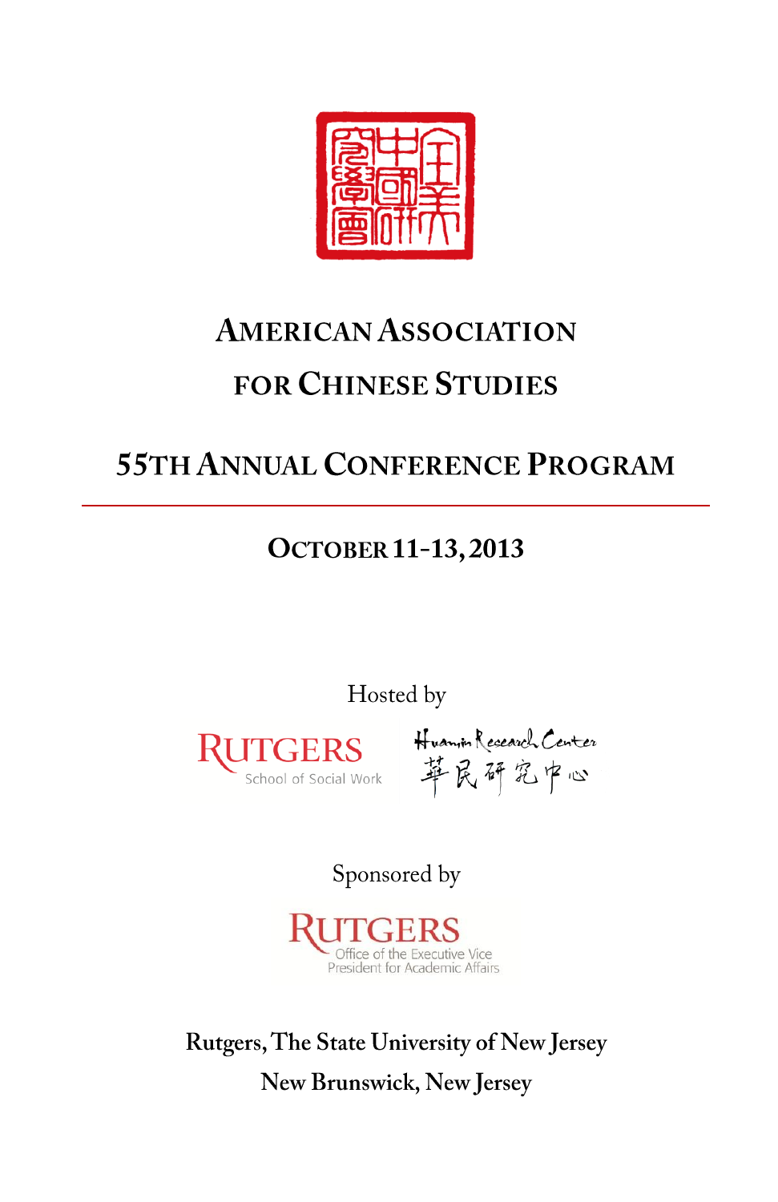# AMERICAN ASSOCIATION FOR CHINESE STUDIES

## 55TH ANNUAL CONFERENCE PROGRAM

### OCTOBER 11-13, 2013

Hosted by

RUTGERS
School of Social Work

Huamin Research Center
華民研究中心

Sponsored by

RUTGERS
Office of the Executive Vice President for Academic Affairs

**Rutgers, The State University of New Jersey**

**New Brunswick, New Jersey**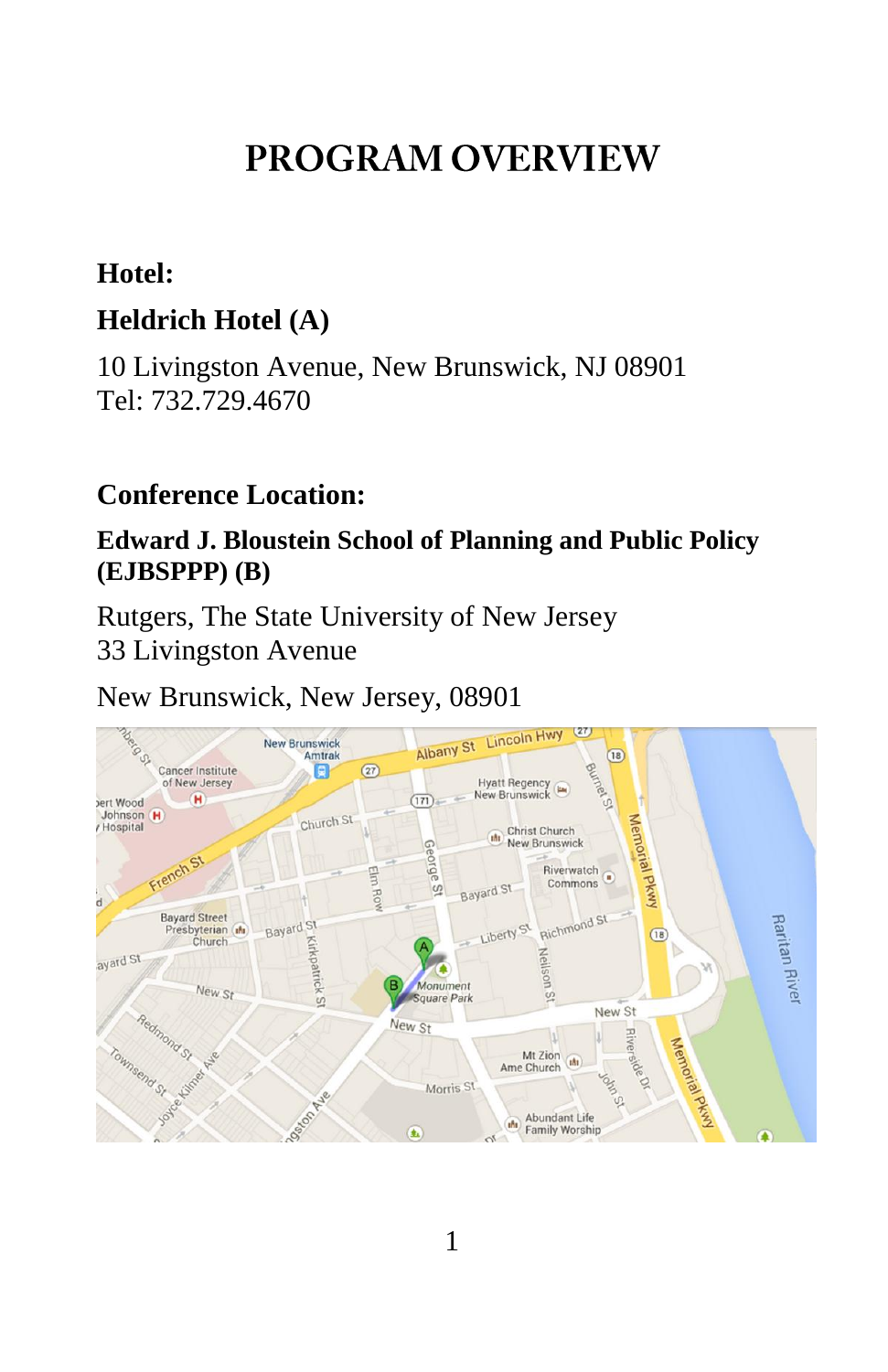# PROGRAM OVERVIEW

**Hotel:**

**Heldrich Hotel (A)**

10 Livingston Avenue, New Brunswick, NJ 08901
Tel: 732.729.4670

**Conference Location:**

**Edward J. Bloustein School of Planning and Public Policy (EJBSPPP) (B)**

Rutgers, The State University of New Jersey
33 Livingston Avenue

New Brunswick, New Jersey, 08901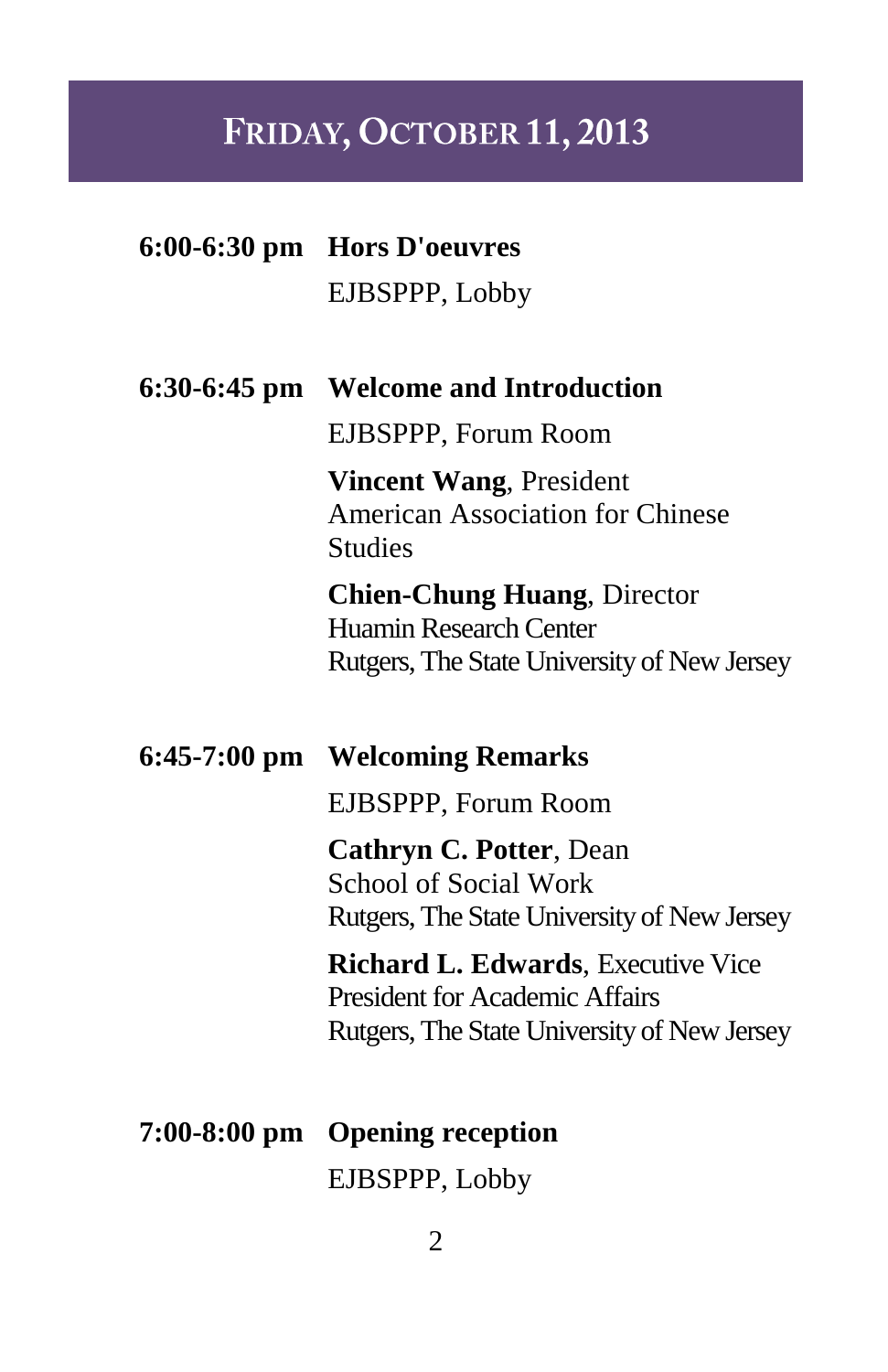# Friday, October 11, 2013

**6:00-6:30 pm** **Hors D'oeuvres**
EJBSPPP, Lobby

**6:30-6:45 pm** **Welcome and Introduction**
EJBSPPP, Forum Room

**Vincent Wang**, President
American Association for Chinese Studies

**Chien-Chung Huang**, Director
Huamin Research Center
Rutgers, The State University of New Jersey

**6:45-7:00 pm** **Welcoming Remarks**
EJBSPPP, Forum Room

**Cathryn C. Potter**, Dean
School of Social Work
Rutgers, The State University of New Jersey

**Richard L. Edwards**, Executive Vice President for Academic Affairs
Rutgers, The State University of New Jersey

**7:00-8:00 pm** **Opening reception**
EJBSPPP, Lobby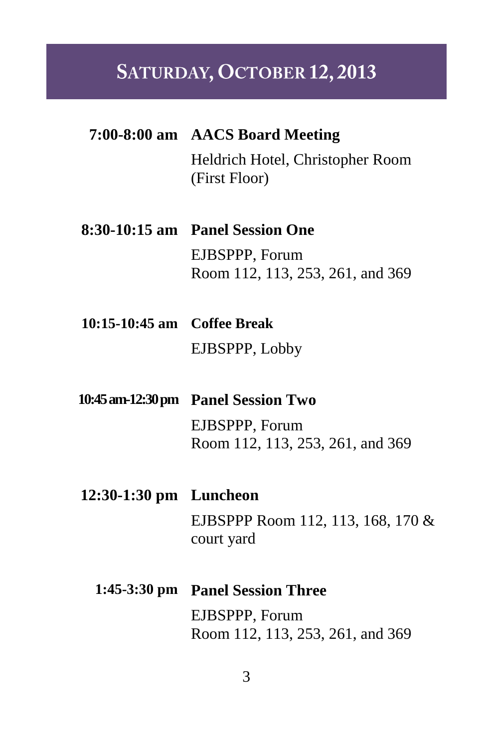# Saturday, October 12, 2013

**7:00-8:00 am** **AACS Board Meeting**

Heldrich Hotel, Christopher Room (First Floor)

**8:30-10:15 am** **Panel Session One**

EJBSPPP, Forum
Room 112, 113, 253, 261, and 369

**10:15-10:45 am** **Coffee Break**

EJBSPPP, Lobby

**10:45 am-12:30 pm** **Panel Session Two**

EJBSPPP, Forum
Room 112, 113, 253, 261, and 369

**12:30-1:30 pm** **Luncheon**

EJBSPPP Room 112, 113, 168, 170 & court yard

**1:45-3:30 pm** **Panel Session Three**

EJBSPPP, Forum
Room 112, 113, 253, 261, and 369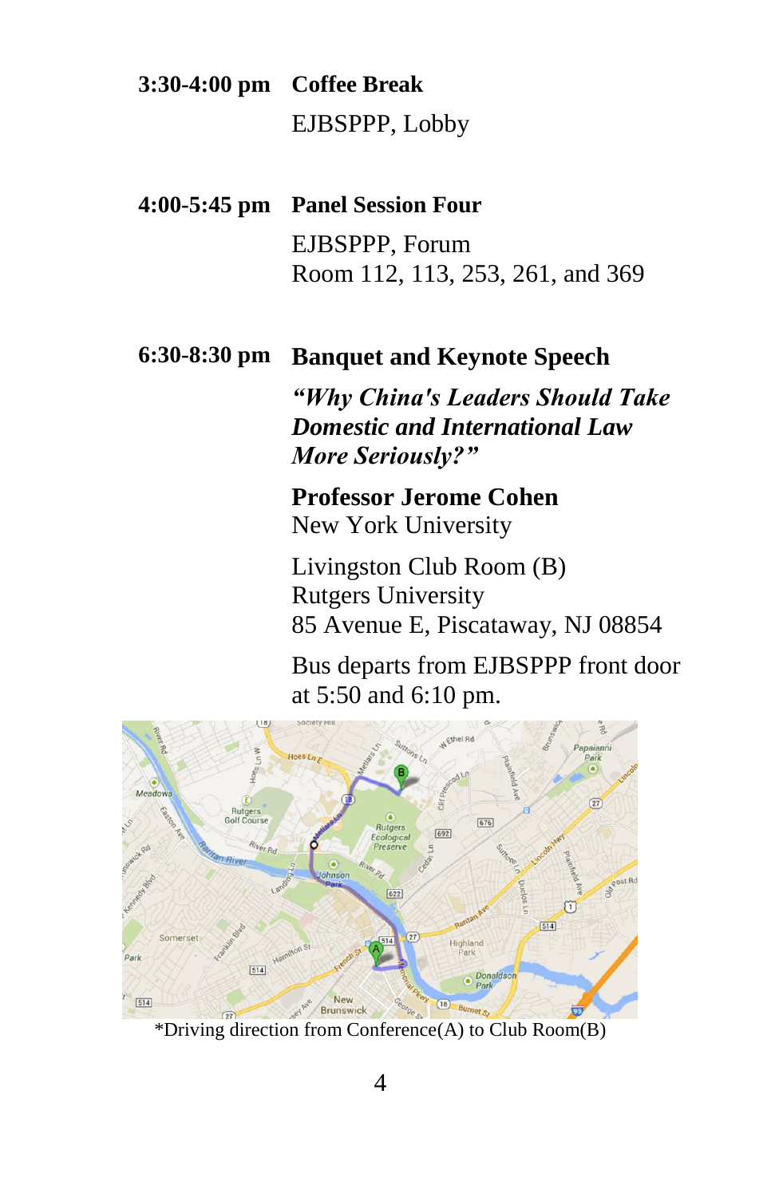**3:30-4:00 pm** **Coffee Break**

EJBSPPP, Lobby

**4:00-5:45 pm** **Panel Session Four**

EJBSPPP, Forum
Room 112, 113, 253, 261, and 369

**6:30-8:30 pm** **Banquet and Keynote Speech**

***"Why China's Leaders Should Take Domestic and International Law More Seriously?"***

**Professor Jerome Cohen**
New York University

Livingston Club Room (B)
Rutgers University
85 Avenue E, Piscataway, NJ 08854

Bus departs from EJBSPPP front door at 5:50 and 6:10 pm.

*Driving direction from Conference(A) to Club Room(B)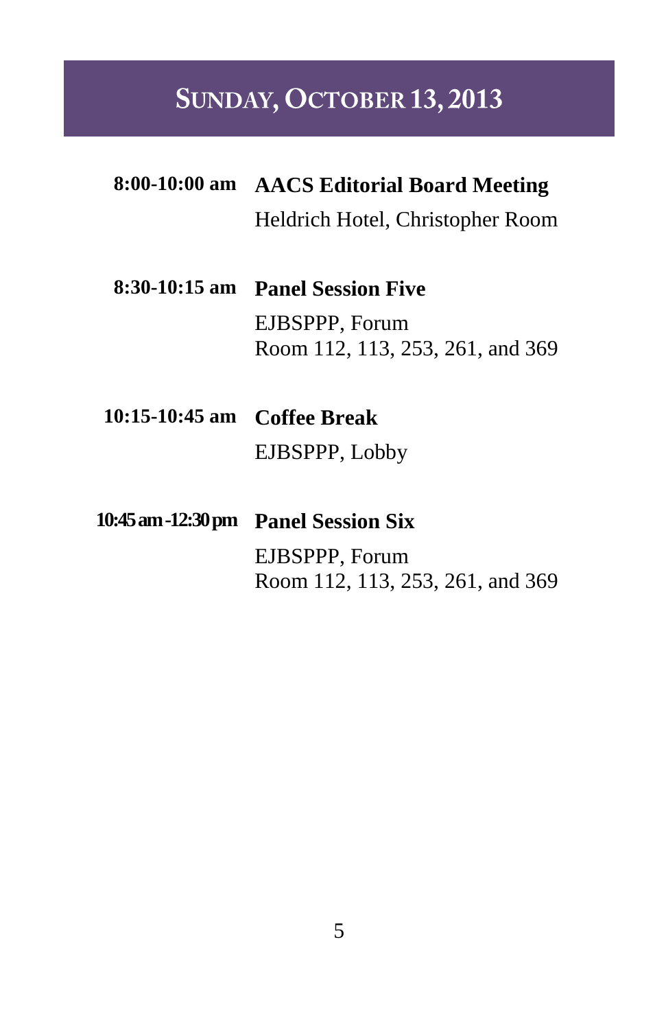# Sunday, October 13, 2013

**8:00-10:00 am** **AACS Editorial Board Meeting**
Heldrich Hotel, Christopher Room

**8:30-10:15 am** **Panel Session Five**
EJBSPPP, Forum
Room 112, 113, 253, 261, and 369

**10:15-10:45 am** **Coffee Break**
EJBSPPP, Lobby

**10:45 am-12:30 pm** **Panel Session Six**
EJBSPPP, Forum
Room 112, 113, 253, 261, and 369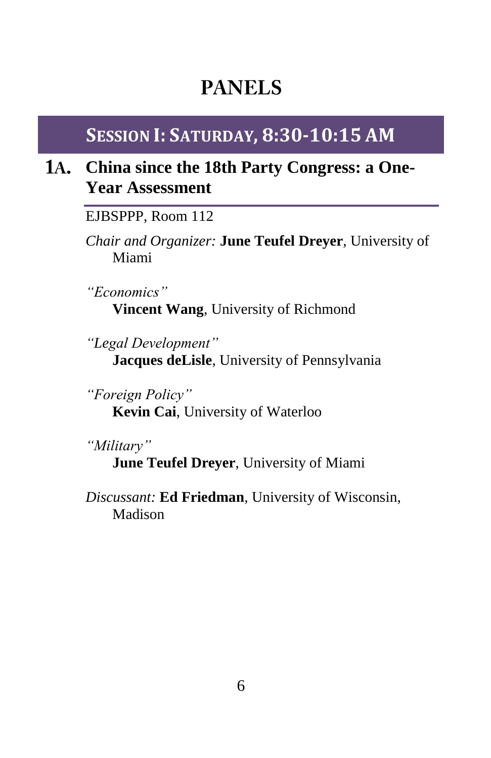# PANELS

## Session I: Saturday, 8:30-10:15 AM

### 1A. China since the 18th Party Congress: a One-Year Assessment

EJBSPPP, Room 112

*Chair and Organizer:* **June Teufel Dreyer**, University of Miami

*"Economics"*
**Vincent Wang**, University of Richmond

*"Legal Development"*
**Jacques deLisle**, University of Pennsylvania

*"Foreign Policy"*
**Kevin Cai**, University of Waterloo

*"Military"*
**June Teufel Dreyer**, University of Miami

*Discussant:* **Ed Friedman**, University of Wisconsin, Madison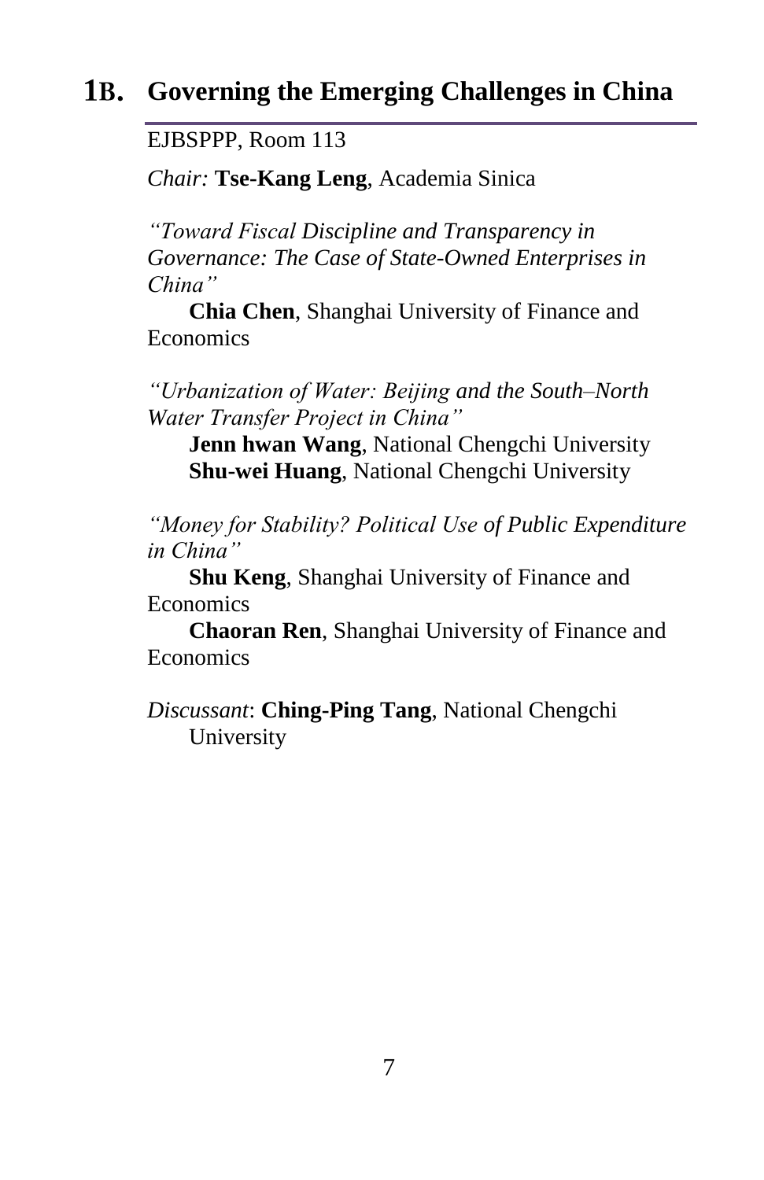## 1B. Governing the Emerging Challenges in China

EJBSPPP, Room 113

*Chair:* **Tse-Kang Leng**, Academia Sinica

*"Toward Fiscal Discipline and Transparency in Governance: The Case of State-Owned Enterprises in China"*

**Chia Chen**, Shanghai University of Finance and Economics

*"Urbanization of Water: Beijing and the South–North Water Transfer Project in China"*

**Jenn hwan Wang**, National Chengchi University
**Shu-wei Huang**, National Chengchi University

*"Money for Stability? Political Use of Public Expenditure in China"*

**Shu Keng**, Shanghai University of Finance and Economics
**Chaoran Ren**, Shanghai University of Finance and Economics

*Discussant*: **Ching-Ping Tang**, National Chengchi University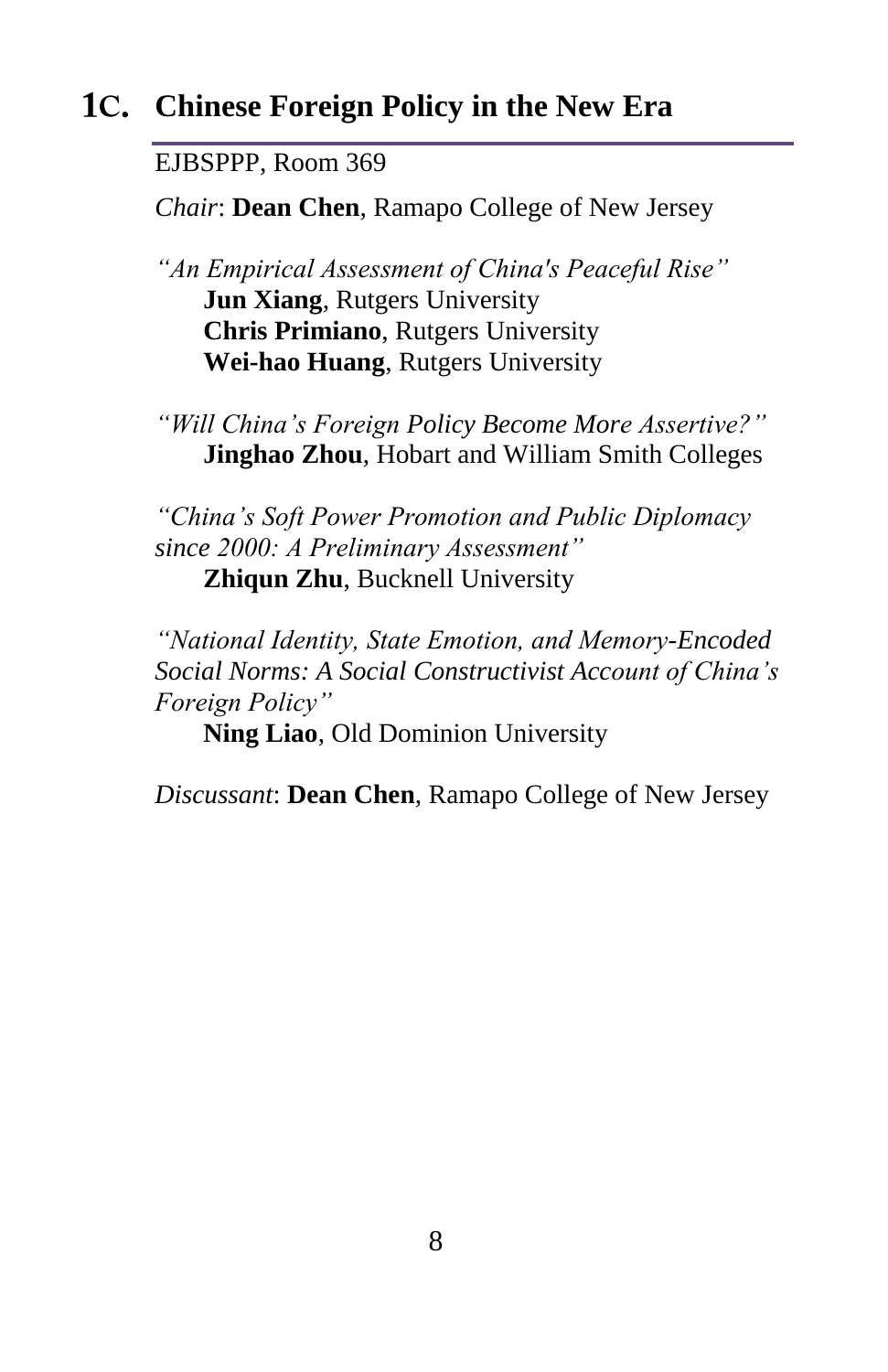## 1C. Chinese Foreign Policy in the New Era

EJBSPPP, Room 369

*Chair*: **Dean Chen**, Ramapo College of New Jersey

*"An Empirical Assessment of China's Peaceful Rise"*
**Jun Xiang**, Rutgers University
**Chris Primiano**, Rutgers University
**Wei-hao Huang**, Rutgers University

*"Will China's Foreign Policy Become More Assertive?"*
**Jinghao Zhou**, Hobart and William Smith Colleges

*"China's Soft Power Promotion and Public Diplomacy since 2000: A Preliminary Assessment"*
**Zhiqun Zhu**, Bucknell University

*"National Identity, State Emotion, and Memory-Encoded Social Norms: A Social Constructivist Account of China's Foreign Policy"*
**Ning Liao**, Old Dominion University

*Discussant*: **Dean Chen**, Ramapo College of New Jersey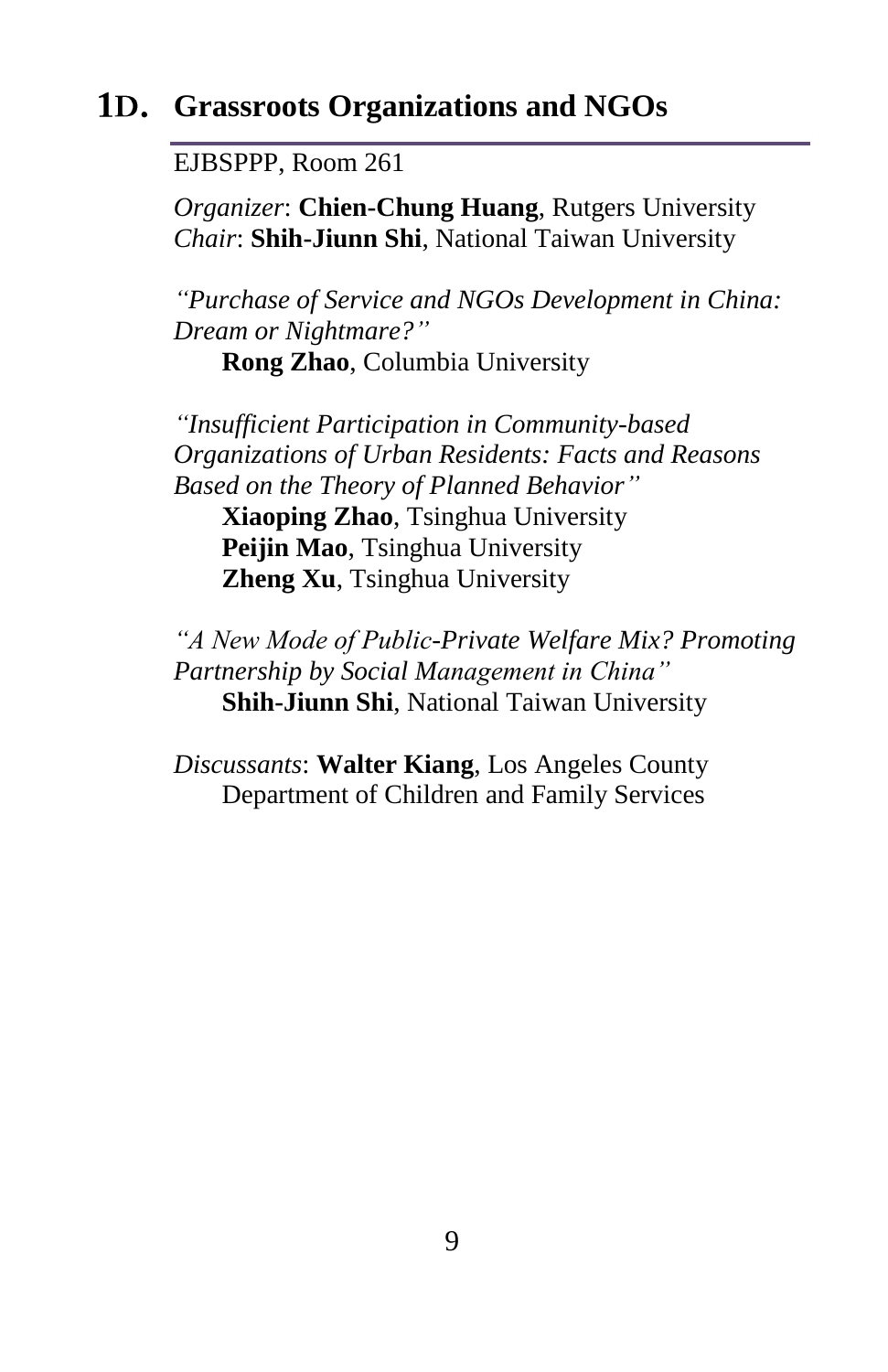## 1D. Grassroots Organizations and NGOs

EJBSPPP, Room 261

*Organizer*: **Chien-Chung Huang**, Rutgers University
*Chair*: **Shih-Jiunn Shi**, National Taiwan University

*"Purchase of Service and NGOs Development in China: Dream or Nightmare?"*
**Rong Zhao**, Columbia University

*"Insufficient Participation in Community-based Organizations of Urban Residents: Facts and Reasons Based on the Theory of Planned Behavior"*
**Xiaoping Zhao**, Tsinghua University
**Peijin Mao**, Tsinghua University
**Zheng Xu**, Tsinghua University

*"A New Mode of Public-Private Welfare Mix? Promoting Partnership by Social Management in China"*
**Shih-Jiunn Shi**, National Taiwan University

*Discussants*: **Walter Kiang**, Los Angeles County Department of Children and Family Services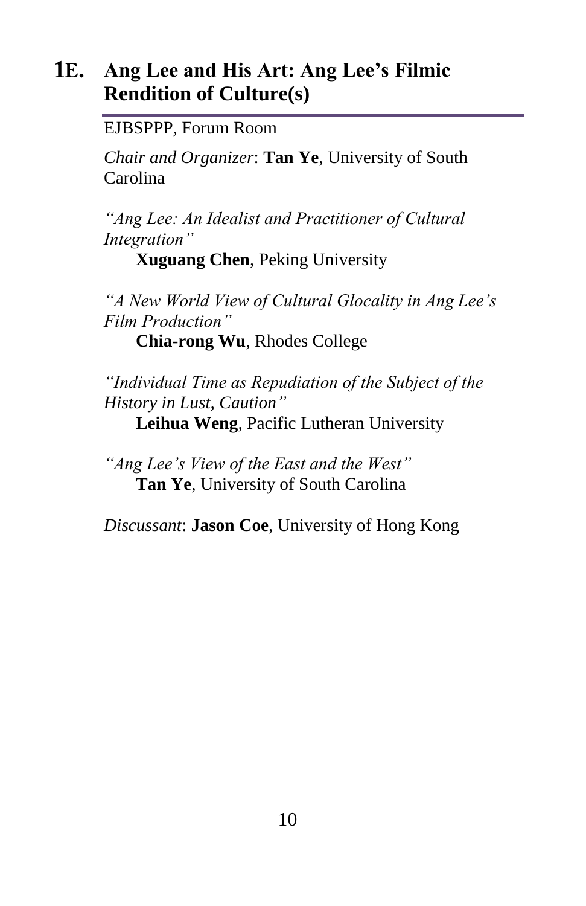## 1E. Ang Lee and His Art: Ang Lee's Filmic Rendition of Culture(s)

EJBSPPP, Forum Room

*Chair and Organizer*: **Tan Ye**, University of South Carolina

*"Ang Lee: An Idealist and Practitioner of Cultural Integration"*
**Xuguang Chen**, Peking University

*"A New World View of Cultural Glocality in Ang Lee's Film Production"*
**Chia-rong Wu**, Rhodes College

*"Individual Time as Repudiation of the Subject of the History in Lust, Caution"*
**Leihua Weng**, Pacific Lutheran University

*"Ang Lee's View of the East and the West"*
**Tan Ye**, University of South Carolina

*Discussant*: **Jason Coe**, University of Hong Kong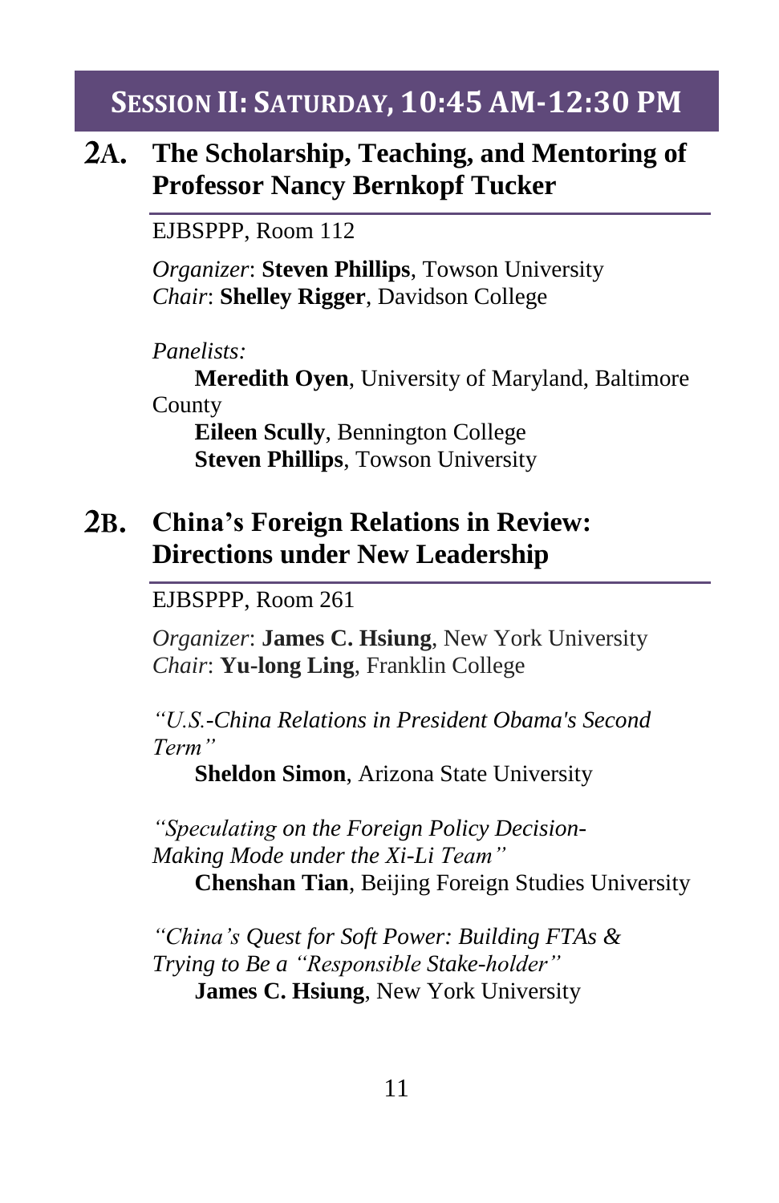# SESSION II: SATURDAY, 10:45 AM-12:30 PM

## 2A. The Scholarship, Teaching, and Mentoring of Professor Nancy Bernkopf Tucker

EJBSPPP, Room 112

*Organizer*: **Steven Phillips**, Towson University
*Chair*: **Shelley Rigger**, Davidson College

*Panelists:*

**Meredith Oyen**, University of Maryland, Baltimore County
**Eileen Scully**, Bennington College
**Steven Phillips**, Towson University

## 2B. China's Foreign Relations in Review: Directions under New Leadership

EJBSPPP, Room 261

*Organizer*: **James C. Hsiung**, New York University
*Chair*: **Yu-long Ling**, Franklin College

*"U.S.-China Relations in President Obama's Second Term"*
**Sheldon Simon**, Arizona State University

*"Speculating on the Foreign Policy Decision-Making Mode under the Xi-Li Team"*
**Chenshan Tian**, Beijing Foreign Studies University

*"China's Quest for Soft Power: Building FTAs & Trying to Be a "Responsible Stake-holder"*
**James C. Hsiung**, New York University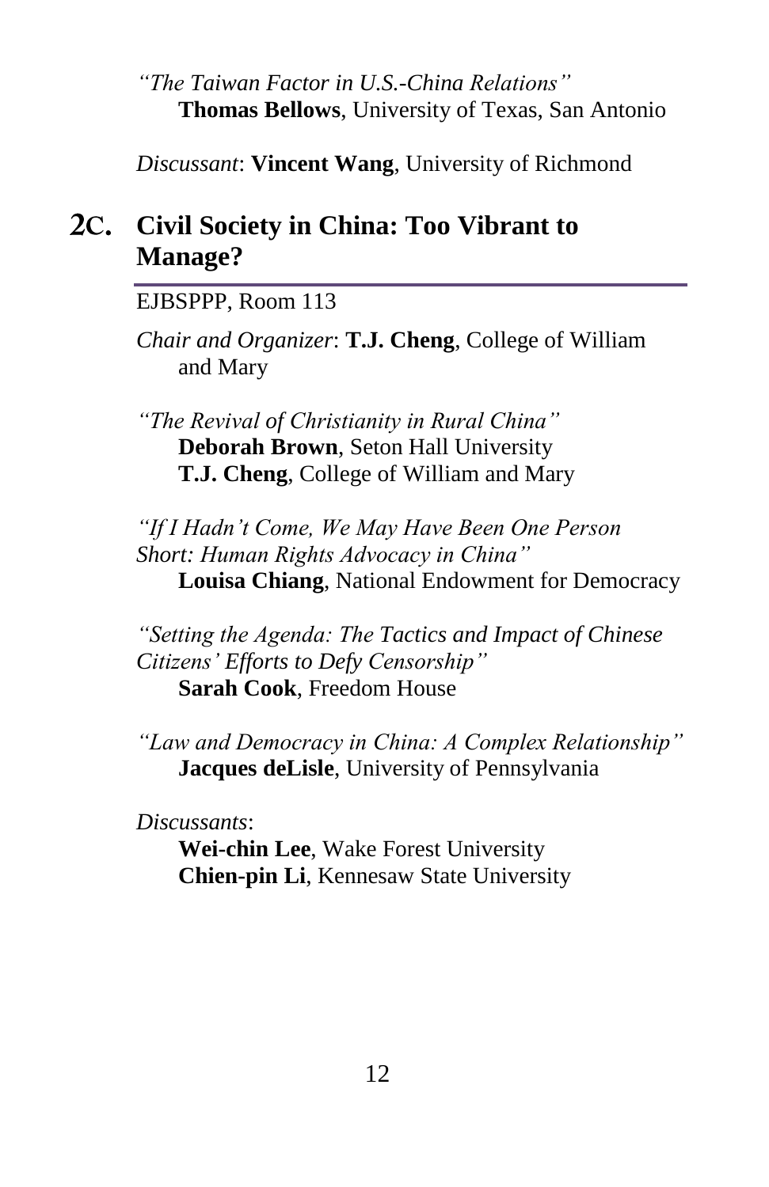*"The Taiwan Factor in U.S.-China Relations"*
**Thomas Bellows**, University of Texas, San Antonio

*Discussant*: **Vincent Wang**, University of Richmond

## 2C. Civil Society in China: Too Vibrant to Manage?

EJBSPPP, Room 113

*Chair and Organizer*: **T.J. Cheng**, College of William and Mary

*"The Revival of Christianity in Rural China"*
**Deborah Brown**, Seton Hall University
**T.J. Cheng**, College of William and Mary

*"If I Hadn't Come, We May Have Been One Person Short: Human Rights Advocacy in China"*
**Louisa Chiang**, National Endowment for Democracy

*"Setting the Agenda: The Tactics and Impact of Chinese Citizens' Efforts to Defy Censorship"*
**Sarah Cook**, Freedom House

*"Law and Democracy in China: A Complex Relationship"*
**Jacques deLisle**, University of Pennsylvania

*Discussants*:
**Wei-chin Lee**, Wake Forest University
**Chien-pin Li**, Kennesaw State University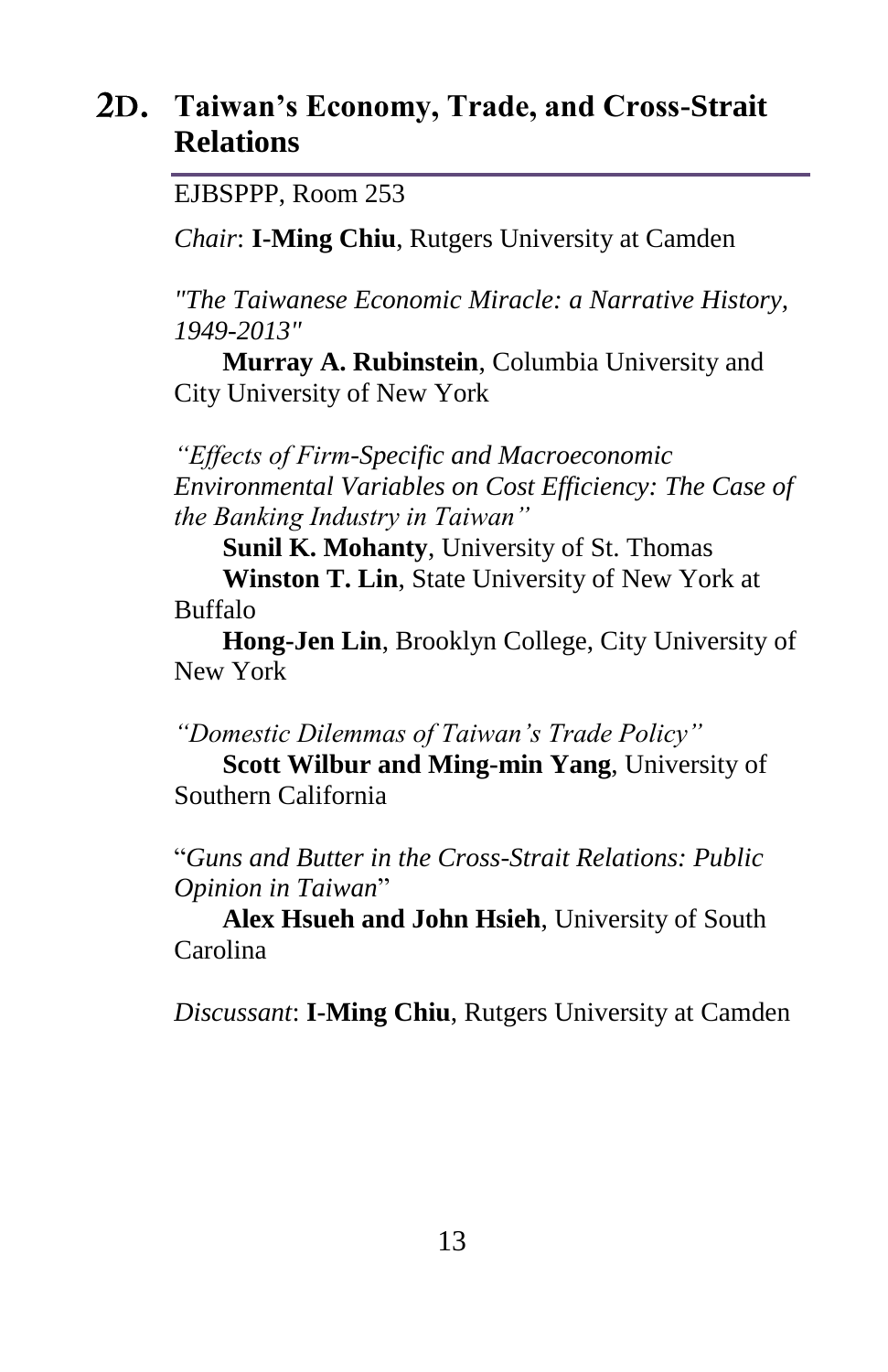## 2D. Taiwan's Economy, Trade, and Cross-Strait Relations

EJBSPPP, Room 253

*Chair*: **I-Ming Chiu**, Rutgers University at Camden

*"The Taiwanese Economic Miracle: a Narrative History, 1949-2013"*

**Murray A. Rubinstein**, Columbia University and City University of New York

*"Effects of Firm-Specific and Macroeconomic Environmental Variables on Cost Efficiency: The Case of the Banking Industry in Taiwan"*

**Sunil K. Mohanty**, University of St. Thomas

**Winston T. Lin**, State University of New York at Buffalo

**Hong-Jen Lin**, Brooklyn College, City University of New York

*"Domestic Dilemmas of Taiwan's Trade Policy"*

**Scott Wilbur and Ming-min Yang**, University of Southern California

"*Guns and Butter in the Cross-Strait Relations: Public Opinion in Taiwan*"

**Alex Hsueh and John Hsieh**, University of South Carolina

*Discussant*: **I-Ming Chiu**, Rutgers University at Camden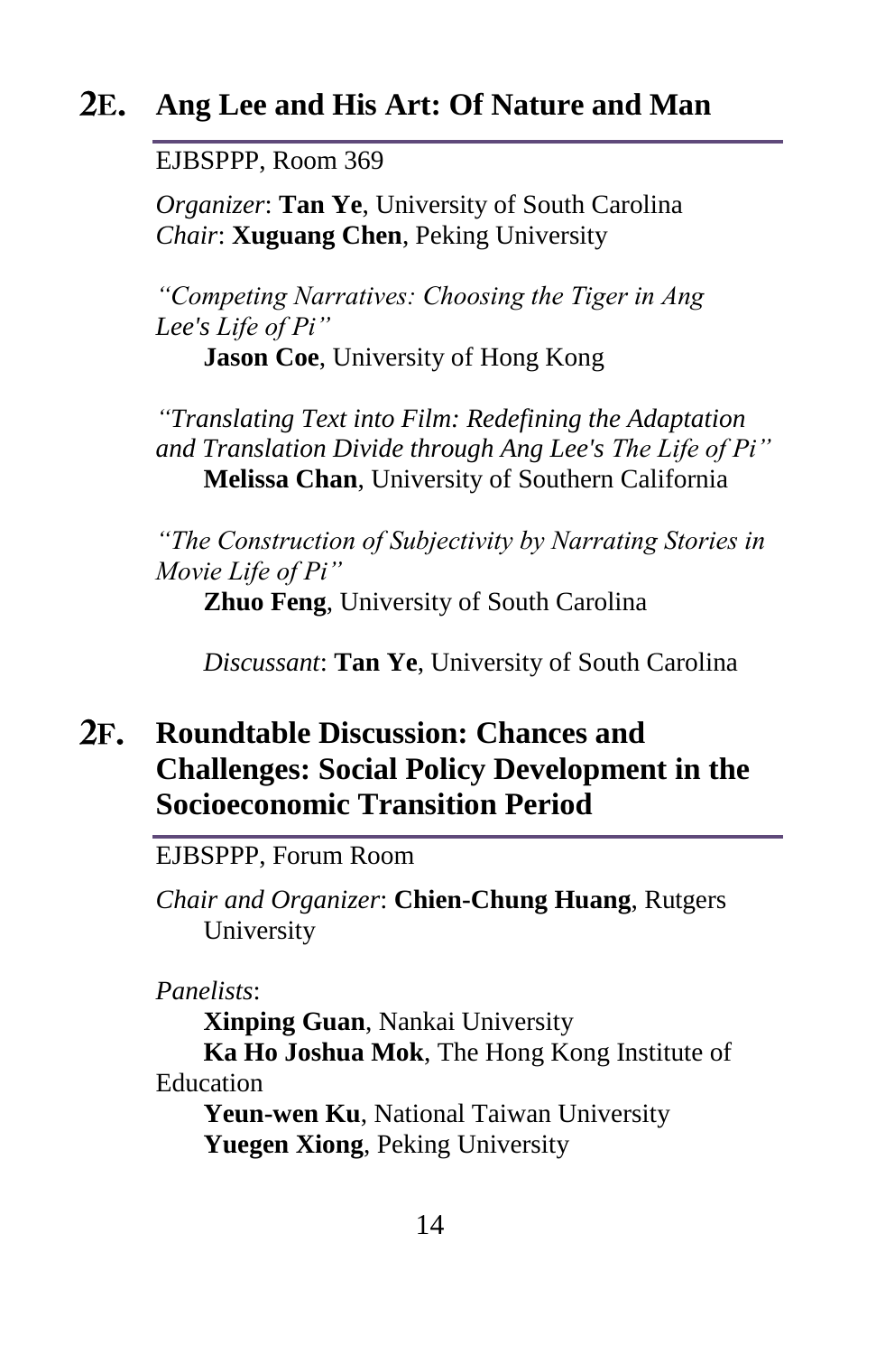## 2E. Ang Lee and His Art: Of Nature and Man

EJBSPPP, Room 369

*Organizer*: **Tan Ye**, University of South Carolina
*Chair*: **Xuguang Chen**, Peking University

*"Competing Narratives: Choosing the Tiger in Ang Lee's Life of Pi"*
**Jason Coe**, University of Hong Kong

*"Translating Text into Film: Redefining the Adaptation and Translation Divide through Ang Lee's The Life of Pi"*
**Melissa Chan**, University of Southern California

*"The Construction of Subjectivity by Narrating Stories in Movie Life of Pi"*
**Zhuo Feng**, University of South Carolina

*Discussant*: **Tan Ye**, University of South Carolina

## 2F. Roundtable Discussion: Chances and Challenges: Social Policy Development in the Socioeconomic Transition Period

EJBSPPP, Forum Room

*Chair and Organizer*: **Chien-Chung Huang**, Rutgers University

*Panelists*:
**Xinping Guan**, Nankai University
**Ka Ho Joshua Mok**, The Hong Kong Institute of Education
**Yeun-wen Ku**, National Taiwan University
**Yuegen Xiong**, Peking University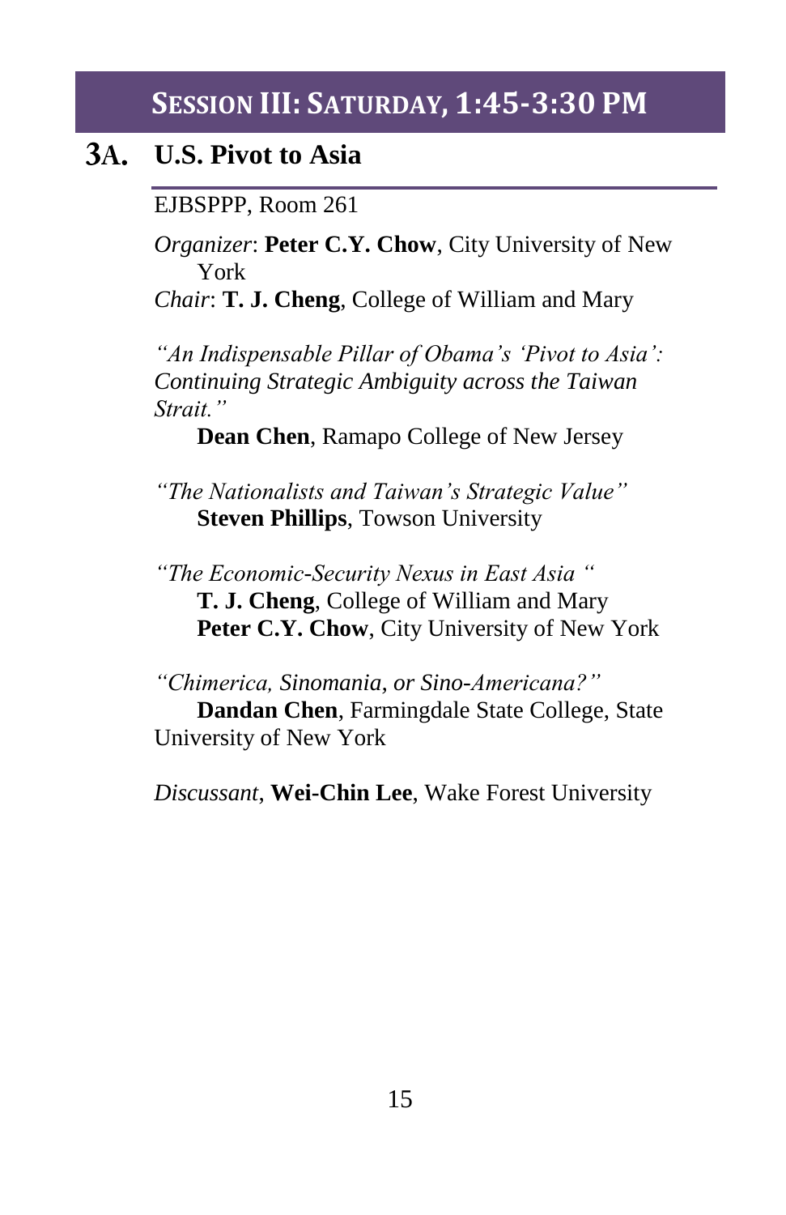## Session III: Saturday, 1:45-3:30 PM

### 3A. U.S. Pivot to Asia

EJBSPPP, Room 261

*Organizer*: **Peter C.Y. Chow**, City University of New York
*Chair*: **T. J. Cheng**, College of William and Mary

*"An Indispensable Pillar of Obama's 'Pivot to Asia': Continuing Strategic Ambiguity across the Taiwan Strait."*
**Dean Chen**, Ramapo College of New Jersey

*"The Nationalists and Taiwan's Strategic Value"*
**Steven Phillips**, Towson University

*"The Economic-Security Nexus in East Asia "*
**T. J. Cheng**, College of William and Mary
**Peter C.Y. Chow**, City University of New York

*"Chimerica, Sinomania, or Sino-Americana?"*
**Dandan Chen**, Farmingdale State College, State University of New York

*Discussant*, **Wei-Chin Lee**, Wake Forest University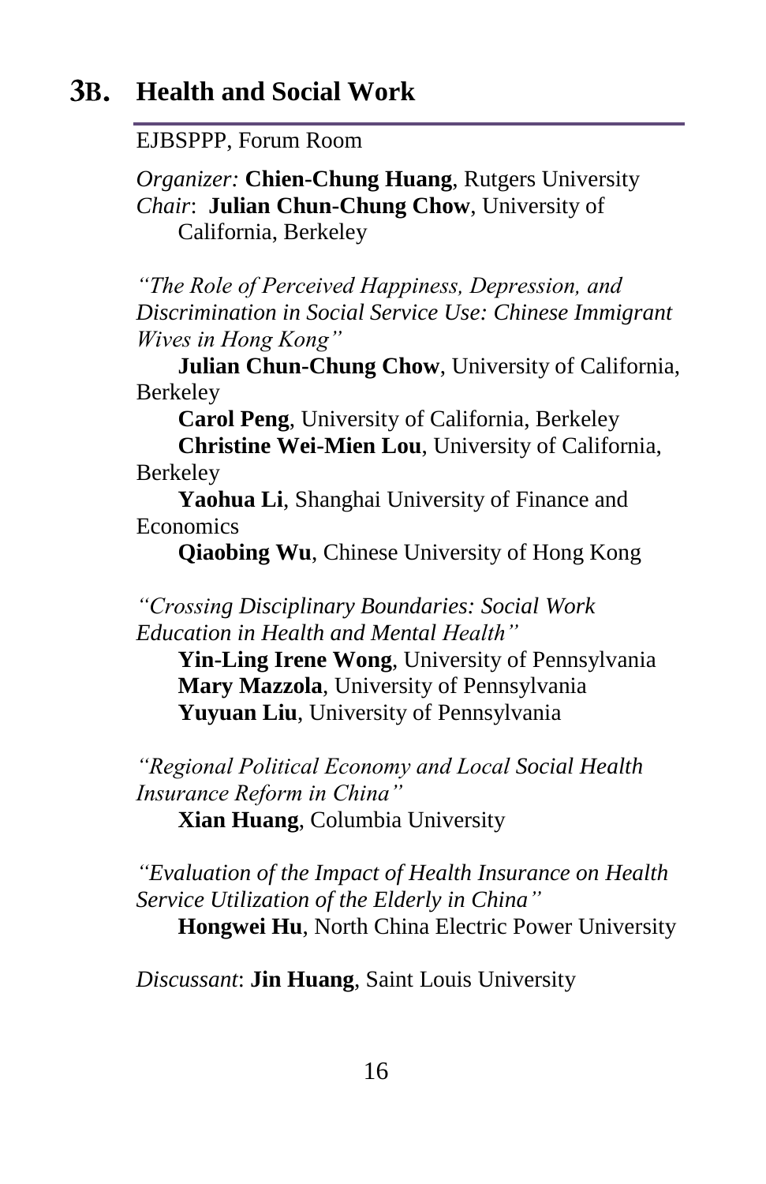## 3B. Health and Social Work

EJBSPPP, Forum Room

*Organizer:* **Chien-Chung Huang**, Rutgers University
*Chair*: **Julian Chun-Chung Chow**, University of California, Berkeley

*"The Role of Perceived Happiness, Depression, and Discrimination in Social Service Use: Chinese Immigrant Wives in Hong Kong"*

**Julian Chun-Chung Chow**, University of California, Berkeley
**Carol Peng**, University of California, Berkeley
**Christine Wei-Mien Lou**, University of California, Berkeley
**Yaohua Li**, Shanghai University of Finance and Economics
**Qiaobing Wu**, Chinese University of Hong Kong

*"Crossing Disciplinary Boundaries: Social Work Education in Health and Mental Health"*

**Yin-Ling Irene Wong**, University of Pennsylvania
**Mary Mazzola**, University of Pennsylvania
**Yuyuan Liu**, University of Pennsylvania

*"Regional Political Economy and Local Social Health Insurance Reform in China"*

**Xian Huang**, Columbia University

*"Evaluation of the Impact of Health Insurance on Health Service Utilization of the Elderly in China"*

**Hongwei Hu**, North China Electric Power University

*Discussant*: **Jin Huang**, Saint Louis University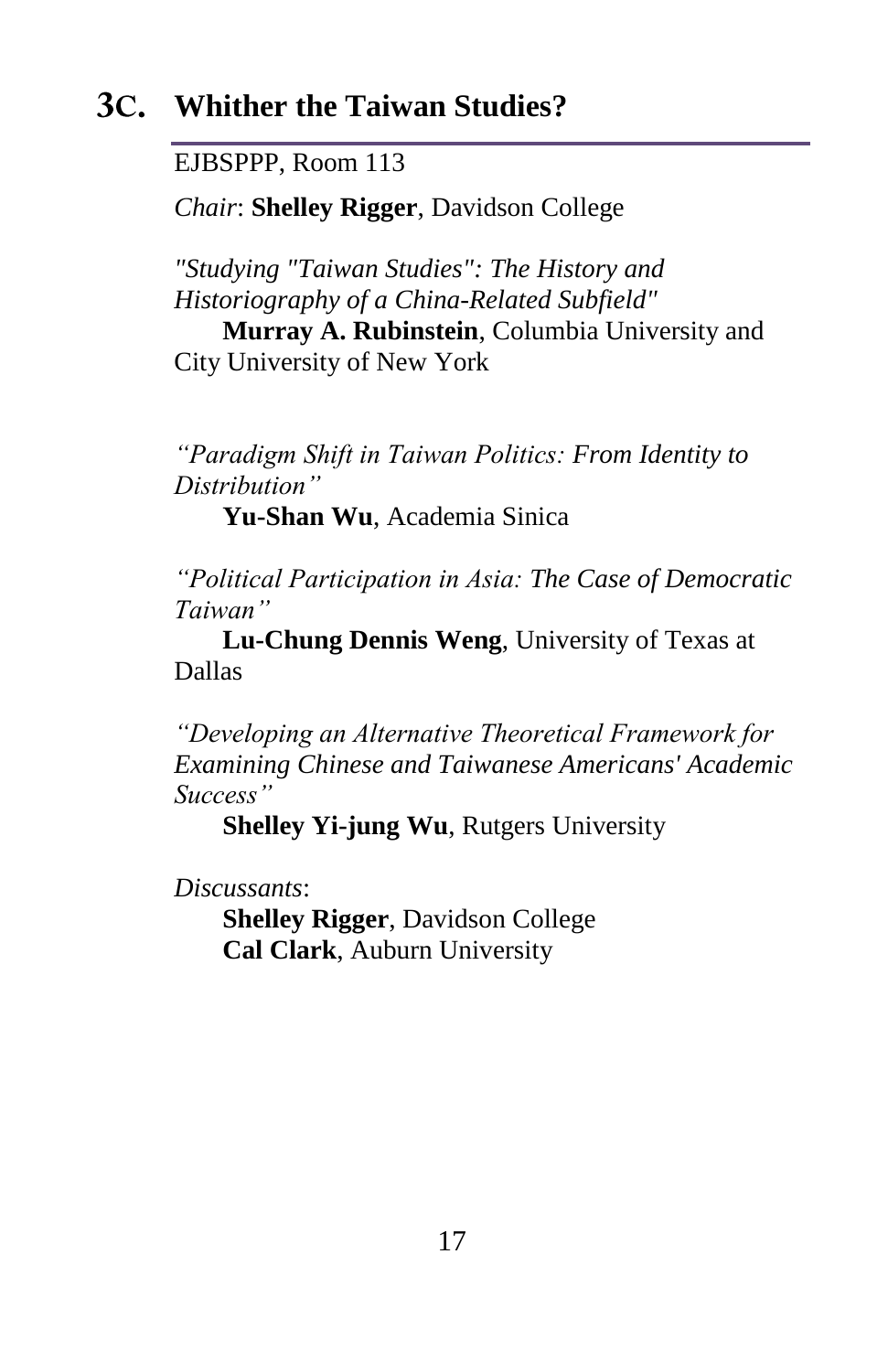## 3C. Whither the Taiwan Studies?

EJBSPPP, Room 113

*Chair*: **Shelley Rigger**, Davidson College

*"Studying "Taiwan Studies": The History and Historiography of a China-Related Subfield"*
**Murray A. Rubinstein**, Columbia University and City University of New York

*"Paradigm Shift in Taiwan Politics: From Identity to Distribution"*
**Yu-Shan Wu**, Academia Sinica

*"Political Participation in Asia: The Case of Democratic Taiwan"*
**Lu-Chung Dennis Weng**, University of Texas at Dallas

*"Developing an Alternative Theoretical Framework for Examining Chinese and Taiwanese Americans' Academic Success"*
**Shelley Yi-jung Wu**, Rutgers University

*Discussants*:
**Shelley Rigger**, Davidson College
**Cal Clark**, Auburn University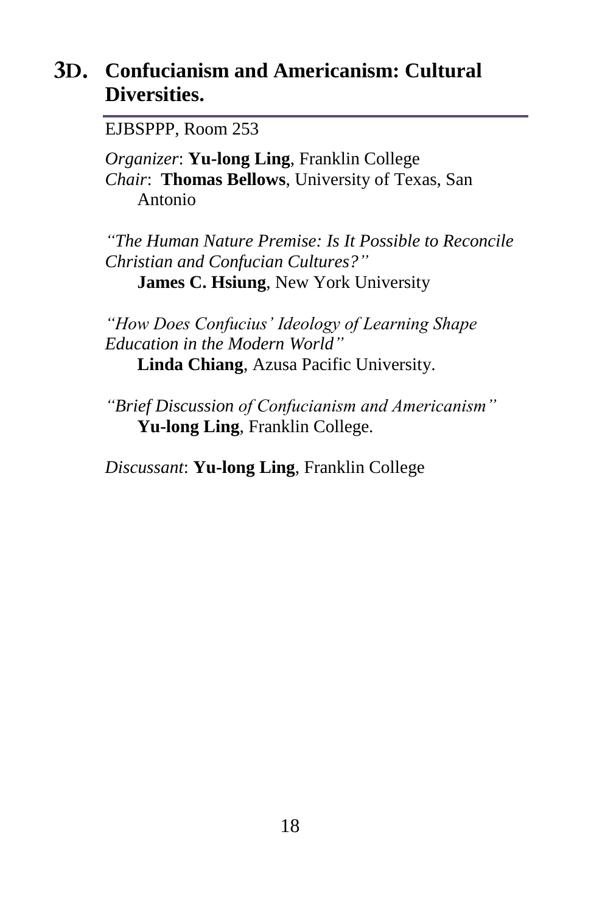## 3D. Confucianism and Americanism: Cultural Diversities.

EJBSPPP, Room 253

*Organizer*: **Yu-long Ling**, Franklin College
*Chair*: **Thomas Bellows**, University of Texas, San Antonio

*"The Human Nature Premise: Is It Possible to Reconcile Christian and Confucian Cultures?"*
**James C. Hsiung**, New York University

*"How Does Confucius' Ideology of Learning Shape Education in the Modern World"*
**Linda Chiang**, Azusa Pacific University.

*"Brief Discussion of Confucianism and Americanism"*
**Yu-long Ling**, Franklin College.

*Discussant*: **Yu-long Ling**, Franklin College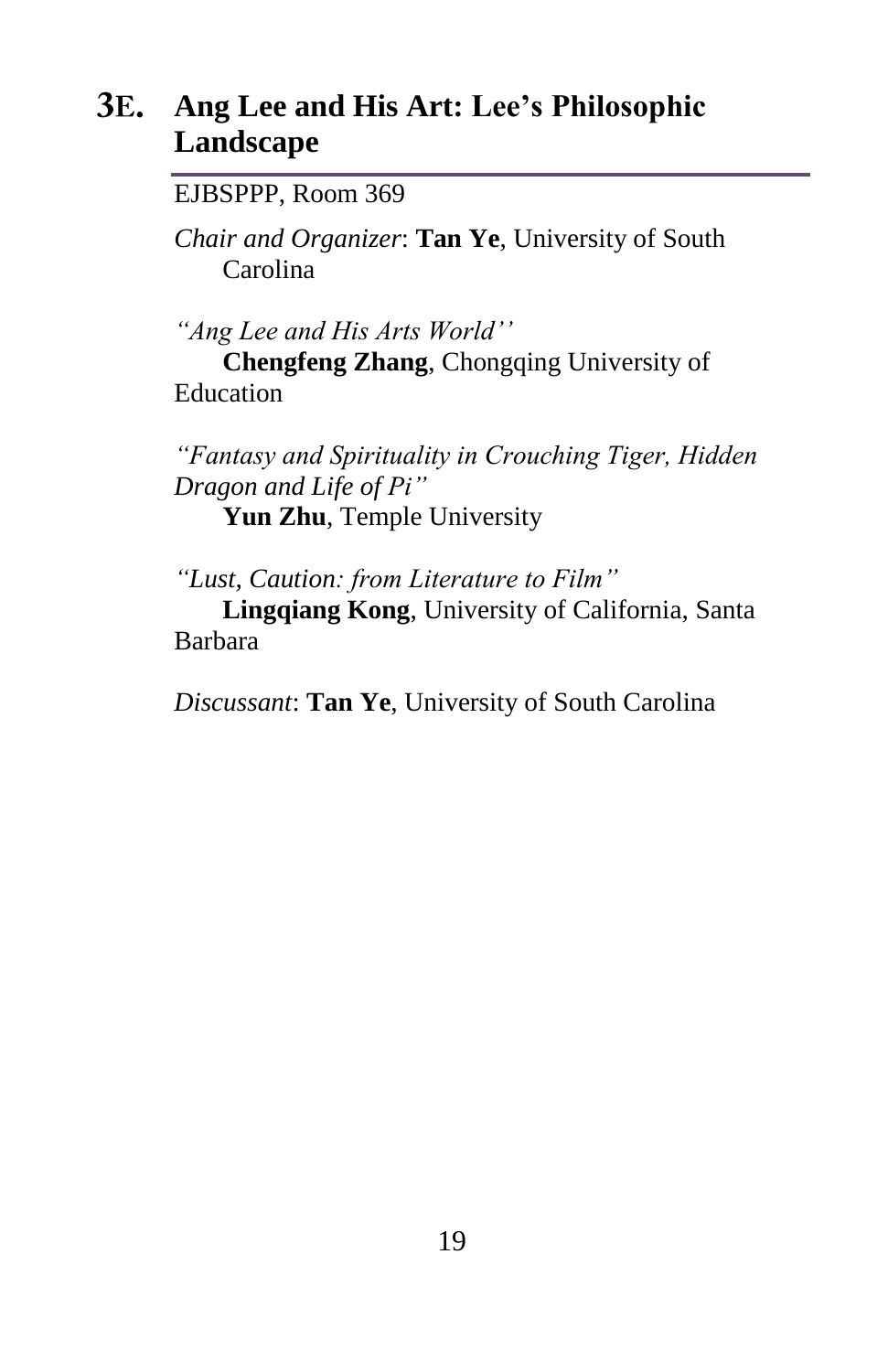## 3E. Ang Lee and His Art: Lee's Philosophic Landscape

EJBSPPP, Room 369

*Chair and Organizer*: **Tan Ye**, University of South Carolina

*"Ang Lee and His Arts World''*
**Chengfeng Zhang**, Chongqing University of Education

*"Fantasy and Spirituality in Crouching Tiger, Hidden Dragon and Life of Pi"*
**Yun Zhu**, Temple University

*"Lust, Caution: from Literature to Film"*
**Lingqiang Kong**, University of California, Santa Barbara

*Discussant*: **Tan Ye**, University of South Carolina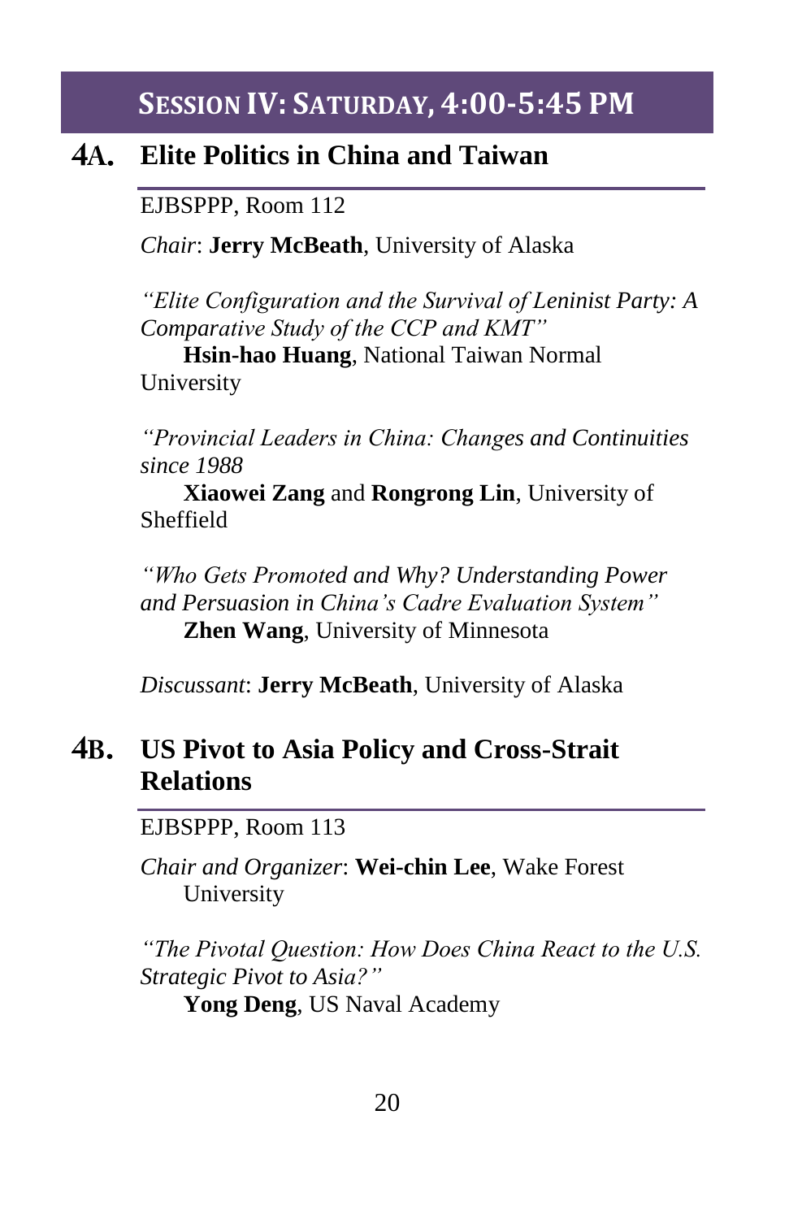## Session IV: Saturday, 4:00-5:45 PM

### 4A. Elite Politics in China and Taiwan

EJBSPPP, Room 112

*Chair*: **Jerry McBeath**, University of Alaska

*"Elite Configuration and the Survival of Leninist Party: A Comparative Study of the CCP and KMT"*
**Hsin-hao Huang**, National Taiwan Normal University

*"Provincial Leaders in China: Changes and Continuities since 1988*
**Xiaowei Zang** and **Rongrong Lin**, University of Sheffield

*"Who Gets Promoted and Why? Understanding Power and Persuasion in China's Cadre Evaluation System"*
**Zhen Wang**, University of Minnesota

*Discussant*: **Jerry McBeath**, University of Alaska

### 4B. US Pivot to Asia Policy and Cross-Strait Relations

EJBSPPP, Room 113

*Chair and Organizer*: **Wei-chin Lee**, Wake Forest University

*"The Pivotal Question: How Does China React to the U.S. Strategic Pivot to Asia?"*
**Yong Deng**, US Naval Academy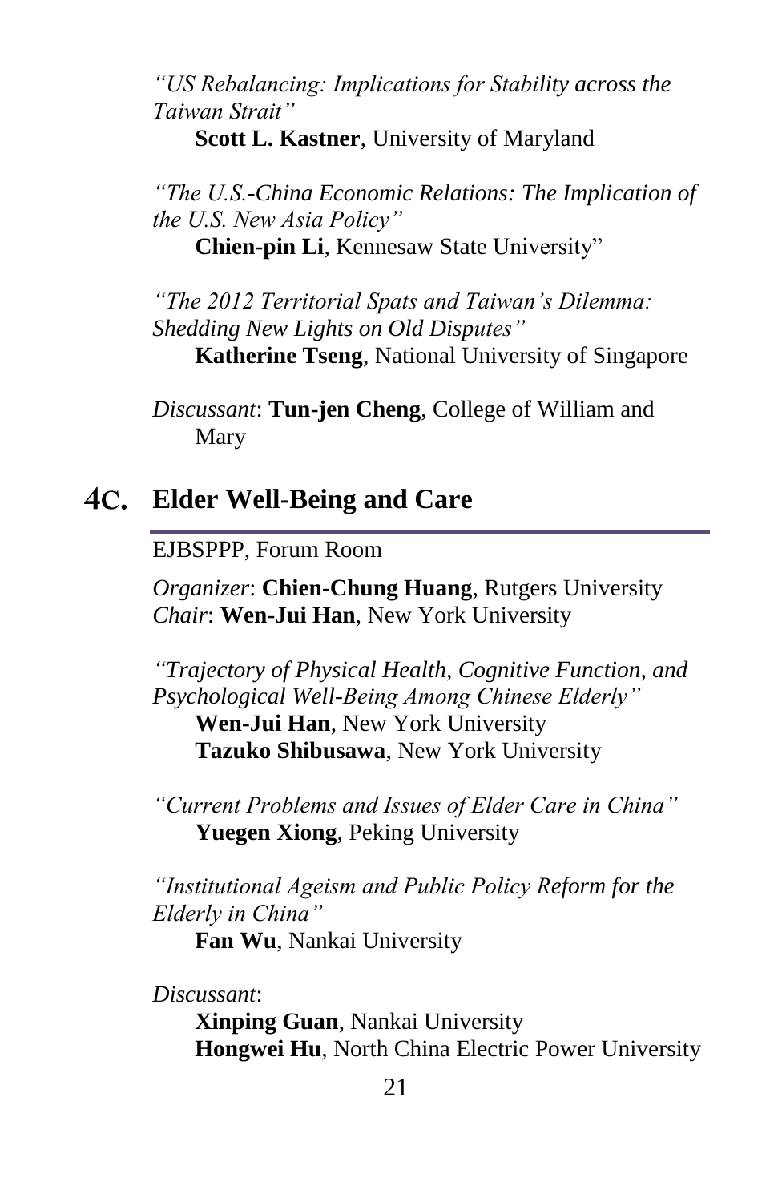*"US Rebalancing: Implications for Stability across the Taiwan Strait"*
**Scott L. Kastner**, University of Maryland

*"The U.S.-China Economic Relations: The Implication of the U.S. New Asia Policy"*
**Chien-pin Li**, Kennesaw State University"

*"The 2012 Territorial Spats and Taiwan's Dilemma: Shedding New Lights on Old Disputes"*
**Katherine Tseng**, National University of Singapore

*Discussant*: **Tun-jen Cheng**, College of William and Mary

## 4C. Elder Well-Being and Care

EJBSPPP, Forum Room

*Organizer*: **Chien-Chung Huang**, Rutgers University
*Chair*: **Wen-Jui Han**, New York University

*"Trajectory of Physical Health, Cognitive Function, and Psychological Well-Being Among Chinese Elderly"*
**Wen-Jui Han**, New York University
**Tazuko Shibusawa**, New York University

*"Current Problems and Issues of Elder Care in China"*
**Yuegen Xiong**, Peking University

*"Institutional Ageism and Public Policy Reform for the Elderly in China"*
**Fan Wu**, Nankai University

*Discussant*:
**Xinping Guan**, Nankai University
**Hongwei Hu**, North China Electric Power University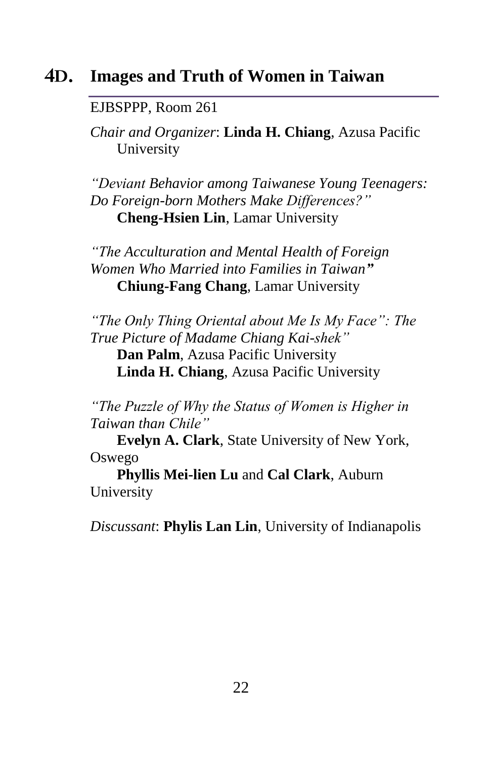## 4D. Images and Truth of Women in Taiwan

EJBSPPP, Room 261

*Chair and Organizer*: **Linda H. Chiang**, Azusa Pacific University

*"Deviant Behavior among Taiwanese Young Teenagers: Do Foreign-born Mothers Make Differences?"*
**Cheng-Hsien Lin**, Lamar University

*"The Acculturation and Mental Health of Foreign Women Who Married into Families in Taiwan"*
**Chiung-Fang Chang**, Lamar University

*"The Only Thing Oriental about Me Is My Face": The True Picture of Madame Chiang Kai-shek"*
**Dan Palm**, Azusa Pacific University
**Linda H. Chiang**, Azusa Pacific University

*"The Puzzle of Why the Status of Women is Higher in Taiwan than Chile"*
**Evelyn A. Clark**, State University of New York, Oswego
**Phyllis Mei-lien Lu** and **Cal Clark**, Auburn University

*Discussant*: **Phylis Lan Lin**, University of Indianapolis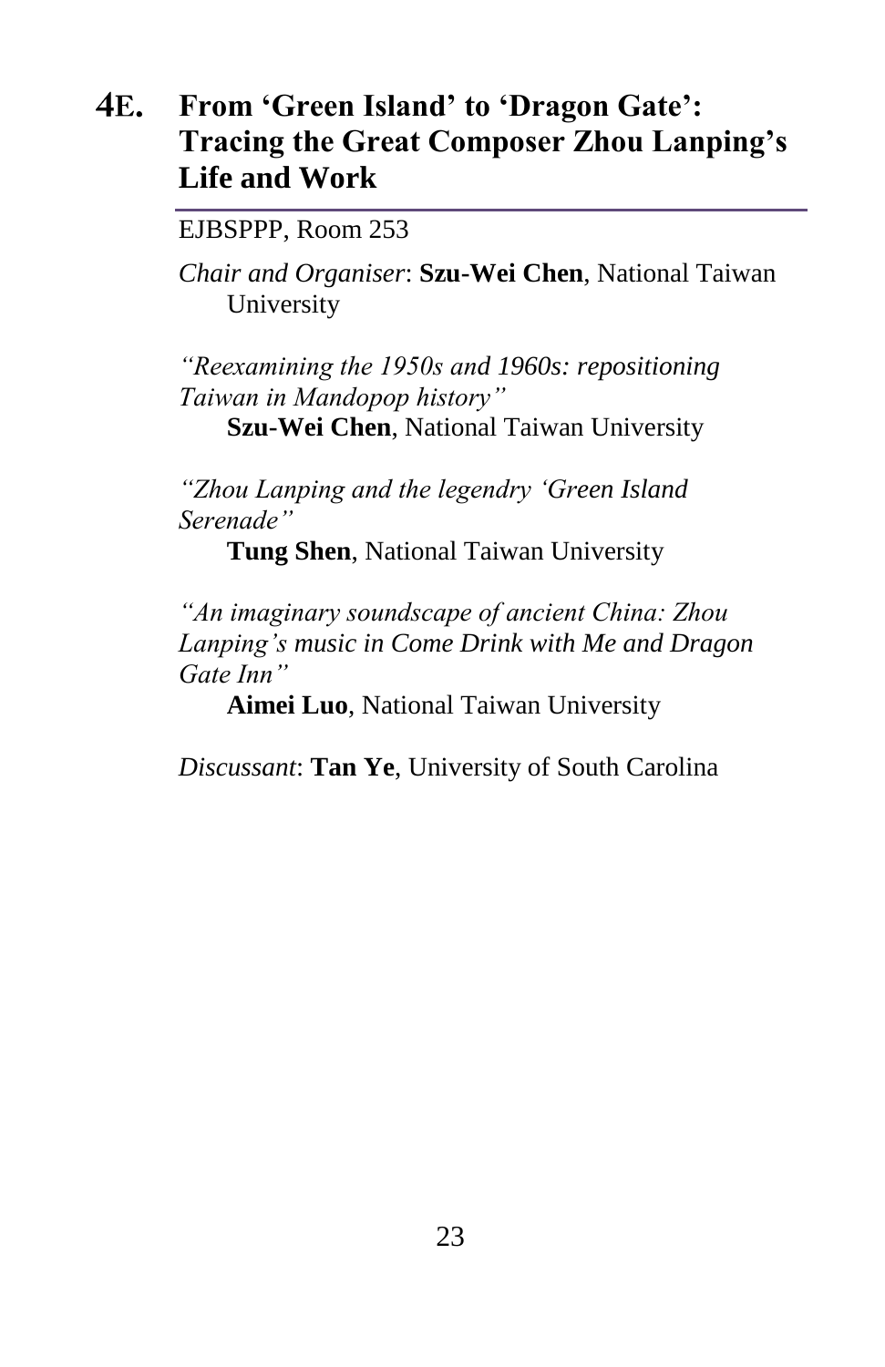## 4E. From 'Green Island' to 'Dragon Gate': Tracing the Great Composer Zhou Lanping's Life and Work

EJBSPPP, Room 253

*Chair and Organiser*: **Szu-Wei Chen**, National Taiwan University

*"Reexamining the 1950s and 1960s: repositioning Taiwan in Mandopop history"*
**Szu-Wei Chen**, National Taiwan University

*"Zhou Lanping and the legendry 'Green Island Serenade"*
**Tung Shen**, National Taiwan University

*"An imaginary soundscape of ancient China: Zhou Lanping's music in Come Drink with Me and Dragon Gate Inn"*
**Aimei Luo**, National Taiwan University

*Discussant*: **Tan Ye**, University of South Carolina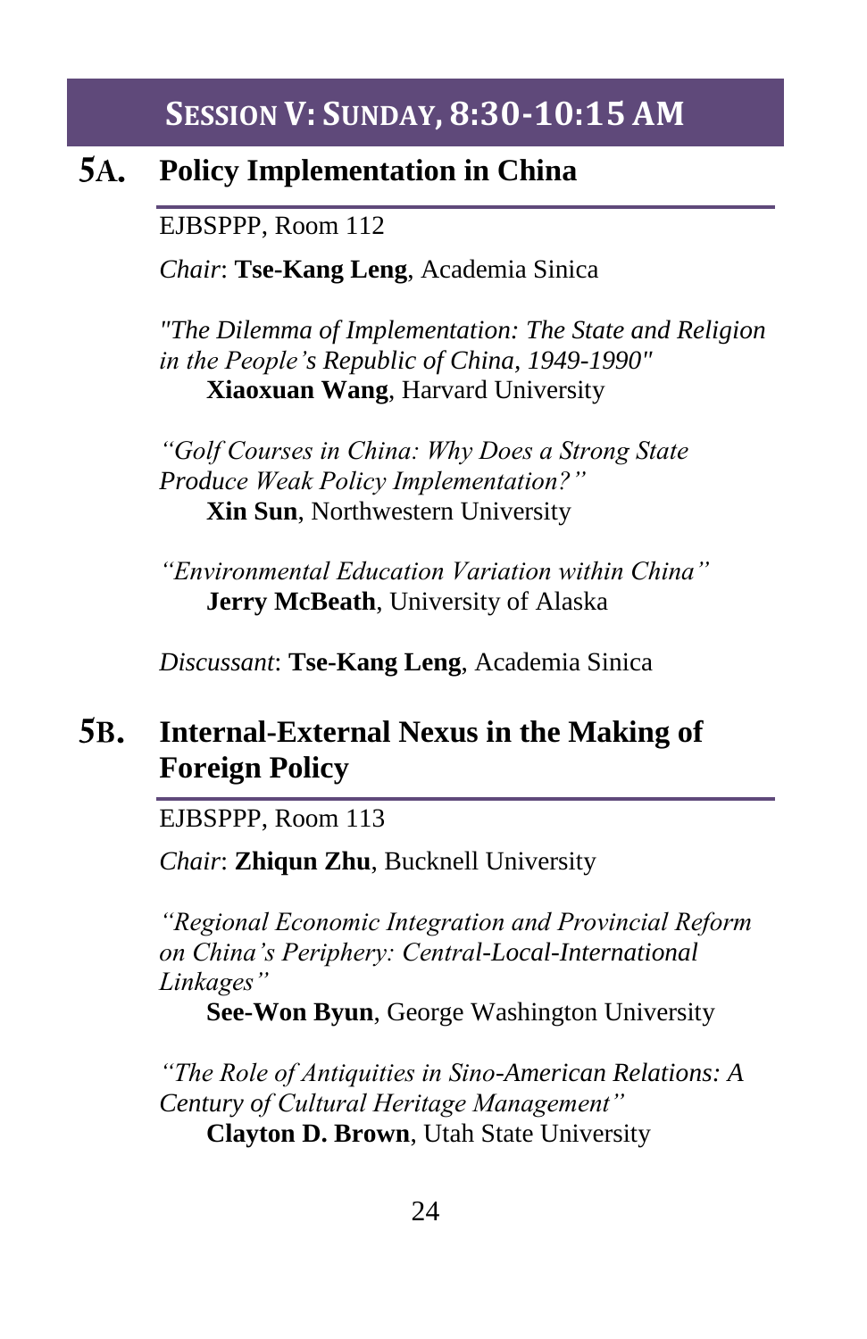# Session V: Sunday, 8:30-10:15 AM

## 5A. Policy Implementation in China

EJBSPPP, Room 112

*Chair*: **Tse-Kang Leng**, Academia Sinica

*"The Dilemma of Implementation: The State and Religion in the People's Republic of China, 1949-1990"*
**Xiaoxuan Wang**, Harvard University

*"Golf Courses in China: Why Does a Strong State Produce Weak Policy Implementation?"*
**Xin Sun**, Northwestern University

*"Environmental Education Variation within China"*
**Jerry McBeath**, University of Alaska

*Discussant*: **Tse-Kang Leng**, Academia Sinica

## 5B. Internal-External Nexus in the Making of Foreign Policy

EJBSPPP, Room 113

*Chair*: **Zhiqun Zhu**, Bucknell University

*"Regional Economic Integration and Provincial Reform on China's Periphery: Central-Local-International Linkages"*
**See-Won Byun**, George Washington University

*"The Role of Antiquities in Sino-American Relations: A Century of Cultural Heritage Management"*
**Clayton D. Brown**, Utah State University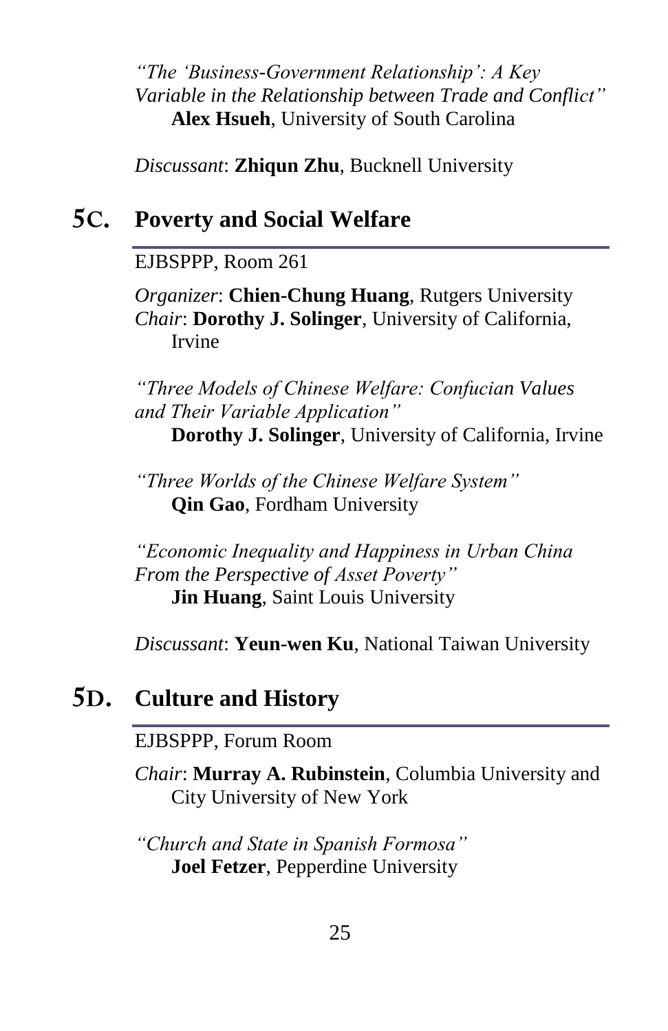*"The 'Business-Government Relationship': A Key Variable in the Relationship between Trade and Conflict"*
**Alex Hsueh**, University of South Carolina

*Discussant*: **Zhiqun Zhu**, Bucknell University

## 5C. Poverty and Social Welfare

EJBSPPP, Room 261

*Organizer*: **Chien-Chung Huang**, Rutgers University
*Chair*: **Dorothy J. Solinger**, University of California, Irvine

*"Three Models of Chinese Welfare: Confucian Values and Their Variable Application"*
**Dorothy J. Solinger**, University of California, Irvine

*"Three Worlds of the Chinese Welfare System"*
**Qin Gao**, Fordham University

*"Economic Inequality and Happiness in Urban China From the Perspective of Asset Poverty"*
**Jin Huang**, Saint Louis University

*Discussant*: **Yeun-wen Ku**, National Taiwan University

## 5D. Culture and History

EJBSPPP, Forum Room

*Chair*: **Murray A. Rubinstein**, Columbia University and City University of New York

*"Church and State in Spanish Formosa"*
**Joel Fetzer**, Pepperdine University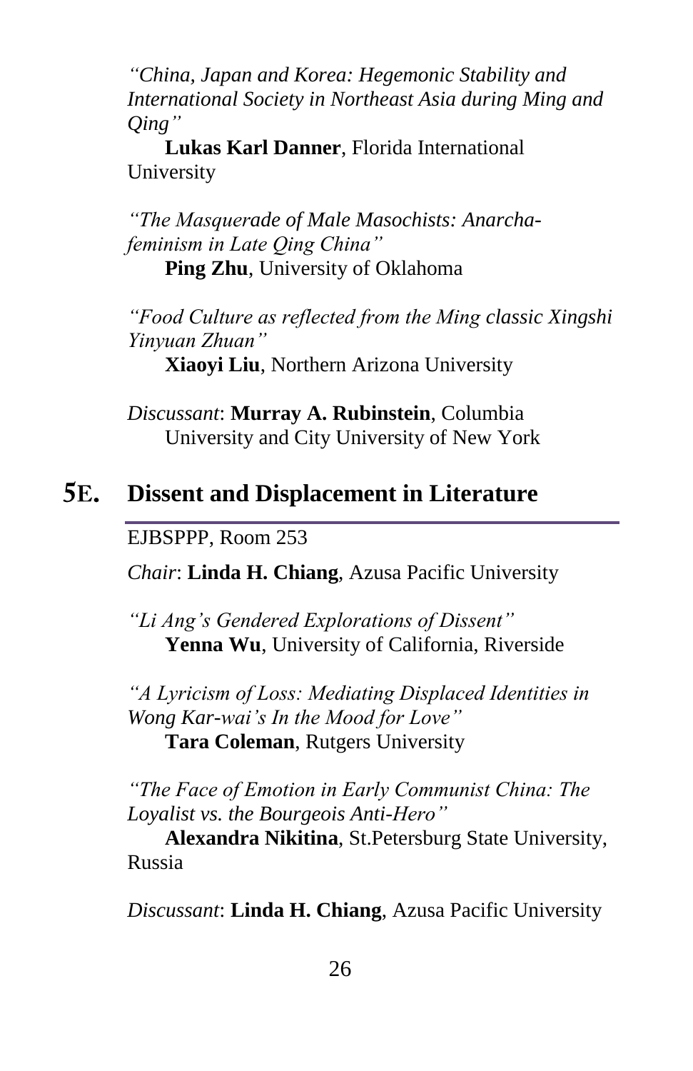*"China, Japan and Korea: Hegemonic Stability and International Society in Northeast Asia during Ming and Qing"*
**Lukas Karl Danner**, Florida International University

*"The Masquerade of Male Masochists: Anarcha-feminism in Late Qing China"*
**Ping Zhu**, University of Oklahoma

*"Food Culture as reflected from the Ming classic Xingshi Yinyuan Zhuan"*
**Xiaoyi Liu**, Northern Arizona University

*Discussant*: **Murray A. Rubinstein**, Columbia University and City University of New York

## 5E. Dissent and Displacement in Literature

EJBSPPP, Room 253

*Chair*: **Linda H. Chiang**, Azusa Pacific University

*"Li Ang's Gendered Explorations of Dissent"*
**Yenna Wu**, University of California, Riverside

*"A Lyricism of Loss: Mediating Displaced Identities in Wong Kar-wai's In the Mood for Love"*
**Tara Coleman**, Rutgers University

*"The Face of Emotion in Early Communist China: The Loyalist vs. the Bourgeois Anti-Hero"*
**Alexandra Nikitina**, St.Petersburg State University, Russia

*Discussant*: **Linda H. Chiang**, Azusa Pacific University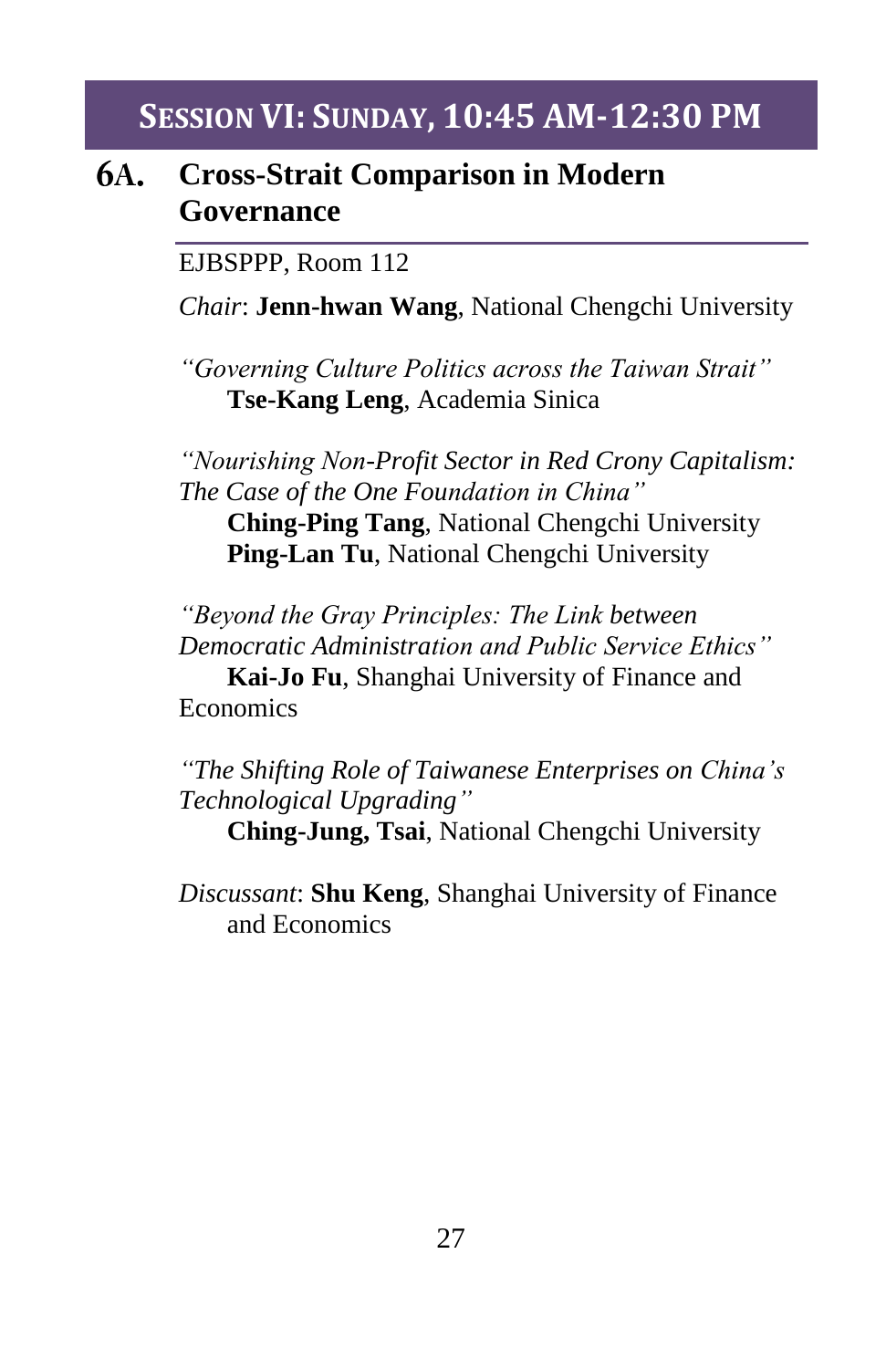# SESSION VI: SUNDAY, 10:45 AM-12:30 PM

## 6A. Cross-Strait Comparison in Modern Governance

EJBSPPP, Room 112

*Chair*: **Jenn-hwan Wang**, National Chengchi University

*"Governing Culture Politics across the Taiwan Strait"*
**Tse-Kang Leng**, Academia Sinica

*"Nourishing Non-Profit Sector in Red Crony Capitalism: The Case of the One Foundation in China"*
**Ching-Ping Tang**, National Chengchi University
**Ping-Lan Tu**, National Chengchi University

*"Beyond the Gray Principles: The Link between Democratic Administration and Public Service Ethics"*
**Kai-Jo Fu**, Shanghai University of Finance and Economics

*"The Shifting Role of Taiwanese Enterprises on China's Technological Upgrading"*
**Ching-Jung, Tsai**, National Chengchi University

*Discussant*: **Shu Keng**, Shanghai University of Finance and Economics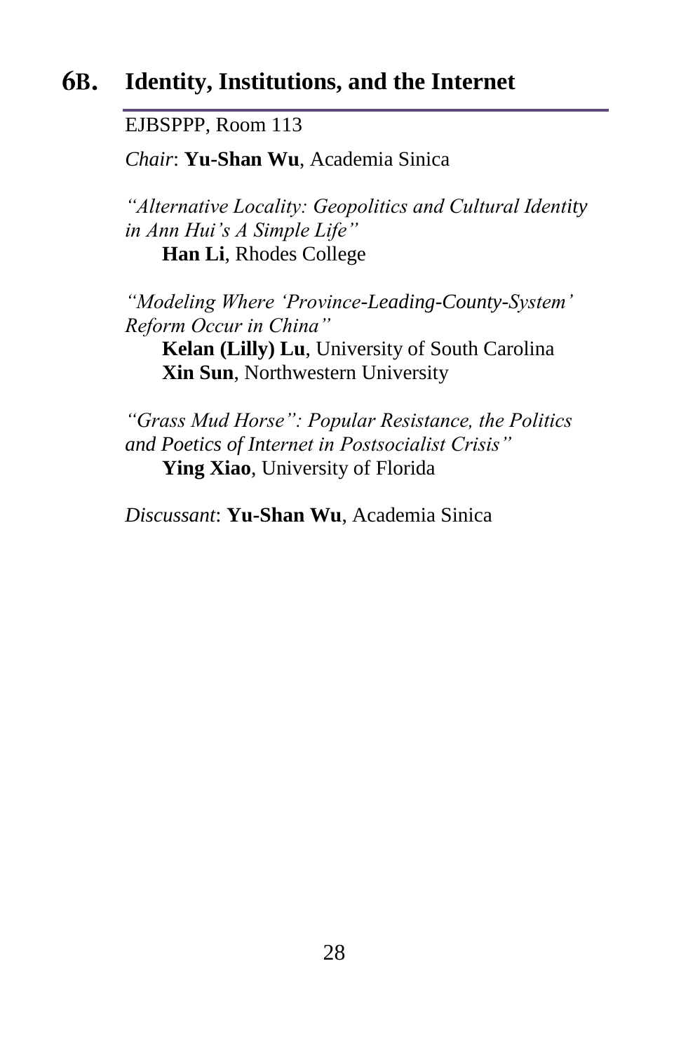## 6B. Identity, Institutions, and the Internet

EJBSPPP, Room 113

*Chair*: **Yu-Shan Wu**, Academia Sinica

*"Alternative Locality: Geopolitics and Cultural Identity in Ann Hui's A Simple Life"*
**Han Li**, Rhodes College

*"Modeling Where 'Province-Leading-County-System' Reform Occur in China"*
**Kelan (Lilly) Lu**, University of South Carolina
**Xin Sun**, Northwestern University

*"Grass Mud Horse": Popular Resistance, the Politics and Poetics of Internet in Postsocialist Crisis"*
**Ying Xiao**, University of Florida

*Discussant*: **Yu-Shan Wu**, Academia Sinica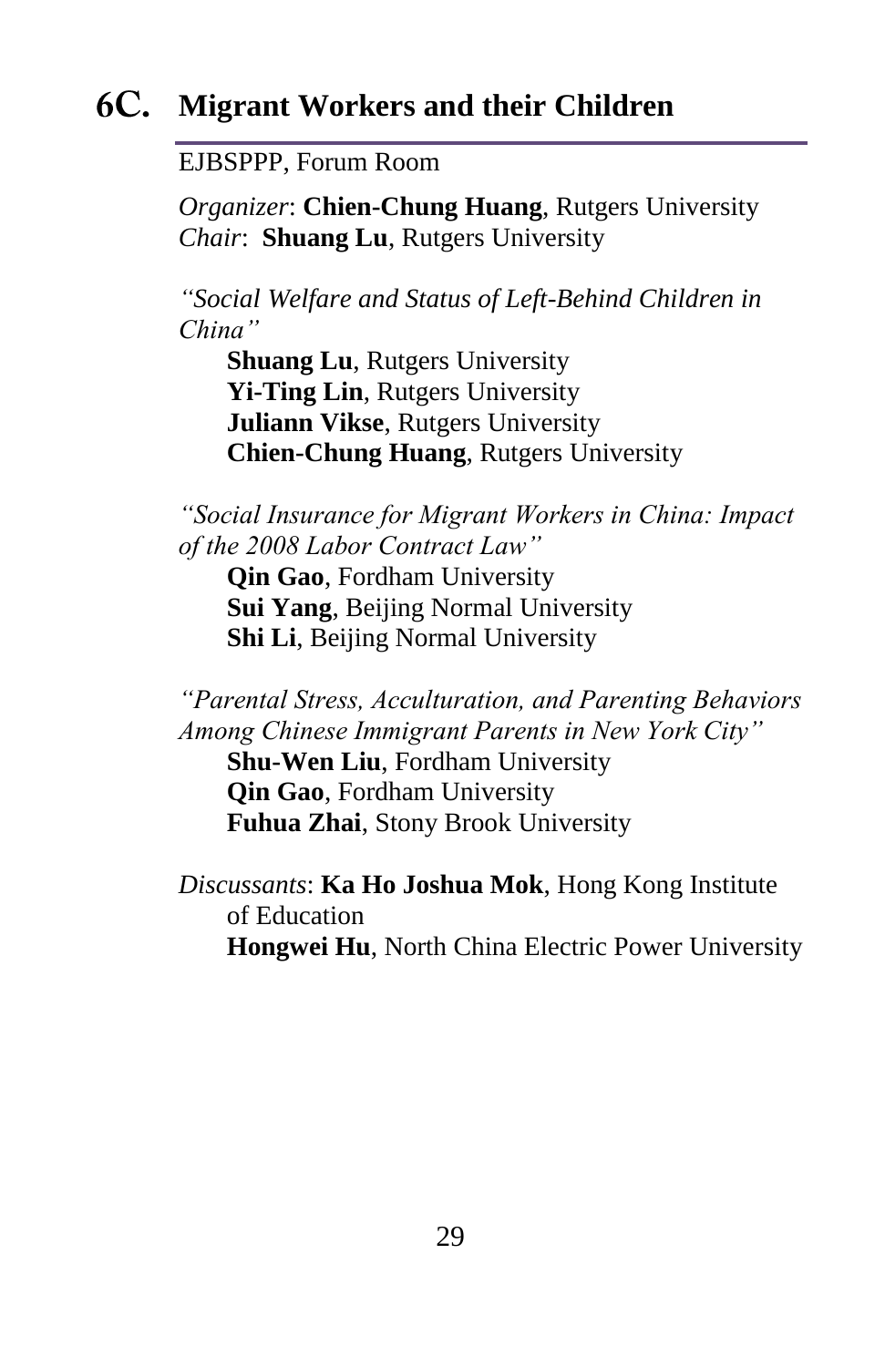## 6C. Migrant Workers and their Children

EJBSPPP, Forum Room

*Organizer*: **Chien-Chung Huang**, Rutgers University
*Chair*: **Shuang Lu**, Rutgers University

*"Social Welfare and Status of Left-Behind Children in China"*

**Shuang Lu**, Rutgers University
**Yi-Ting Lin**, Rutgers University
**Juliann Vikse**, Rutgers University
**Chien-Chung Huang**, Rutgers University

*"Social Insurance for Migrant Workers in China: Impact of the 2008 Labor Contract Law"*

**Qin Gao**, Fordham University
**Sui Yang**, Beijing Normal University
**Shi Li**, Beijing Normal University

*"Parental Stress, Acculturation, and Parenting Behaviors Among Chinese Immigrant Parents in New York City"*

**Shu-Wen Liu**, Fordham University
**Qin Gao**, Fordham University
**Fuhua Zhai**, Stony Brook University

*Discussants*: **Ka Ho Joshua Mok**, Hong Kong Institute of Education
**Hongwei Hu**, North China Electric Power University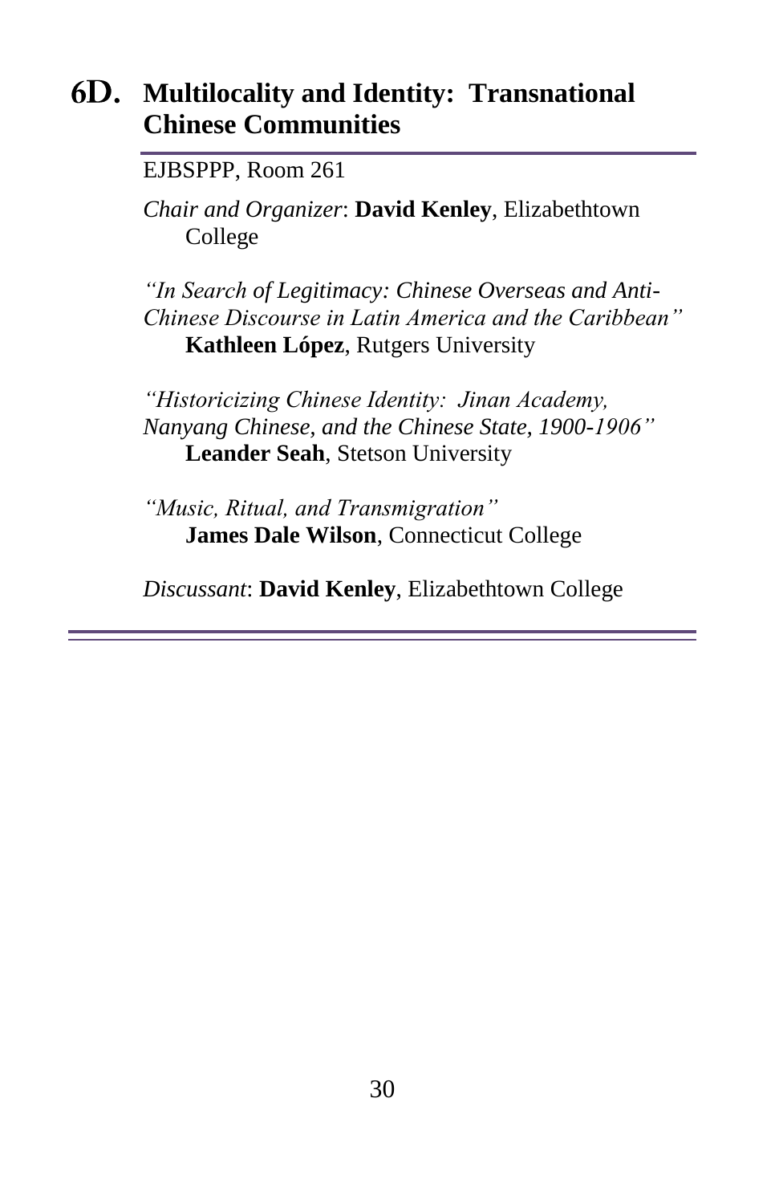## 6D. Multilocality and Identity: Transnational Chinese Communities

EJBSPPP, Room 261

*Chair and Organizer*: **David Kenley**, Elizabethtown College

*"In Search of Legitimacy: Chinese Overseas and Anti-Chinese Discourse in Latin America and the Caribbean"*
**Kathleen López**, Rutgers University

*"Historicizing Chinese Identity: Jinan Academy, Nanyang Chinese, and the Chinese State, 1900-1906"*
**Leander Seah**, Stetson University

*"Music, Ritual, and Transmigration"*
**James Dale Wilson**, Connecticut College

*Discussant*: **David Kenley**, Elizabethtown College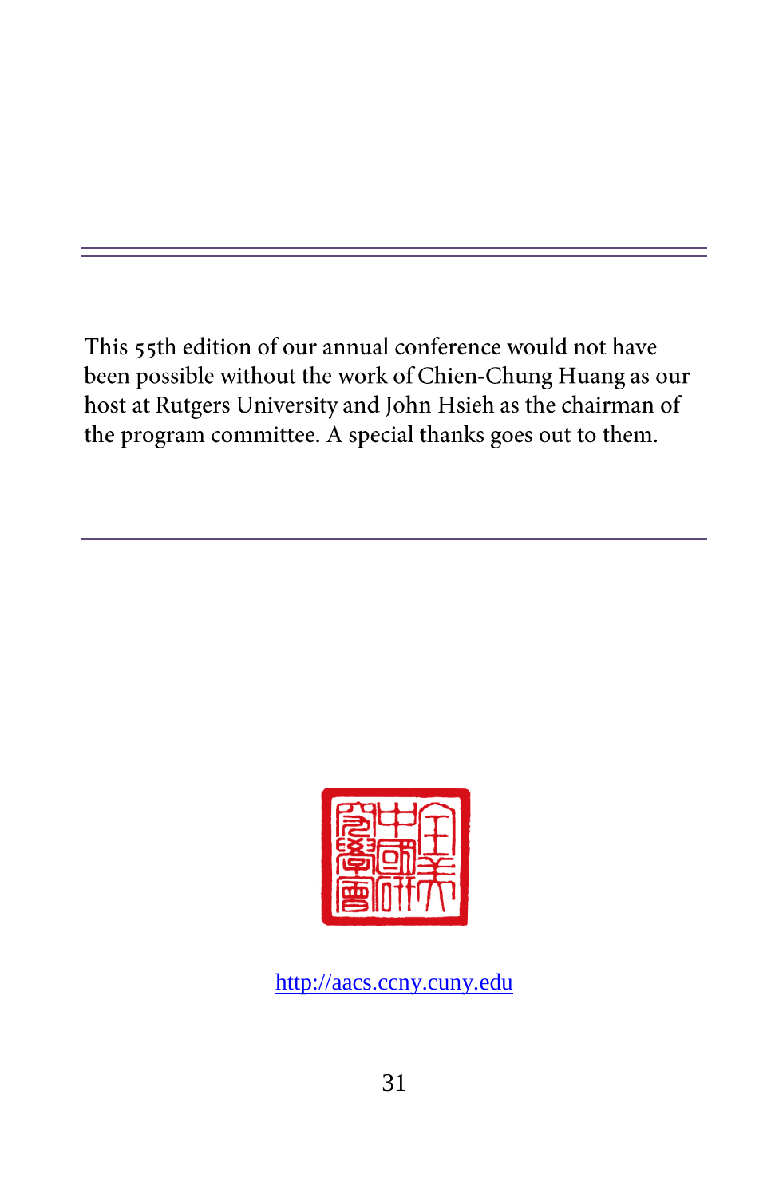This 55th edition of our annual conference would not have been possible without the work of Chien-Chung Huang as our host at Rutgers University and John Hsieh as the chairman of the program committee. A special thanks goes out to them.

http://aacs.ccny.cuny.edu